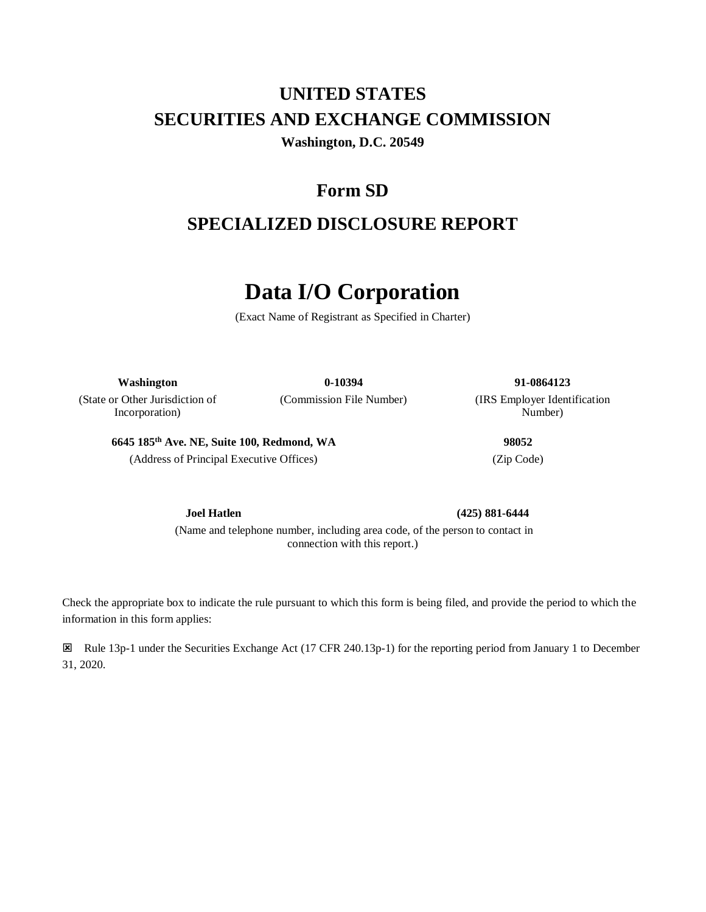# UNITED STATES
# SECURITIES AND EXCHANGE COMMISSION

**Washington, D.C. 20549**

## Form SD

## SPECIALIZED DISCLOSURE REPORT

# Data I/O Corporation

(Exact Name of Registrant as Specified in Charter)

| **Washington** | **0-10394** | **91-0864123** |
|---|---|---|
| (State or Other Jurisdiction of Incorporation) | (Commission File Number) | (IRS Employer Identification Number) |

| **6645 185th Ave. NE, Suite 100, Redmond, WA** | **98052** |
|---|---|
| (Address of Principal Executive Offices) | (Zip Code) |

| **Joel Hatlen** | **(425) 881-6444** |
|---|---|

(Name and telephone number, including area code, of the person to contact in connection with this report.)

Check the appropriate box to indicate the rule pursuant to which this form is being filed, and provide the period to which the information in this form applies:

☒ Rule 13p-1 under the Securities Exchange Act (17 CFR 240.13p-1) for the reporting period from January 1 to December 31, 2020.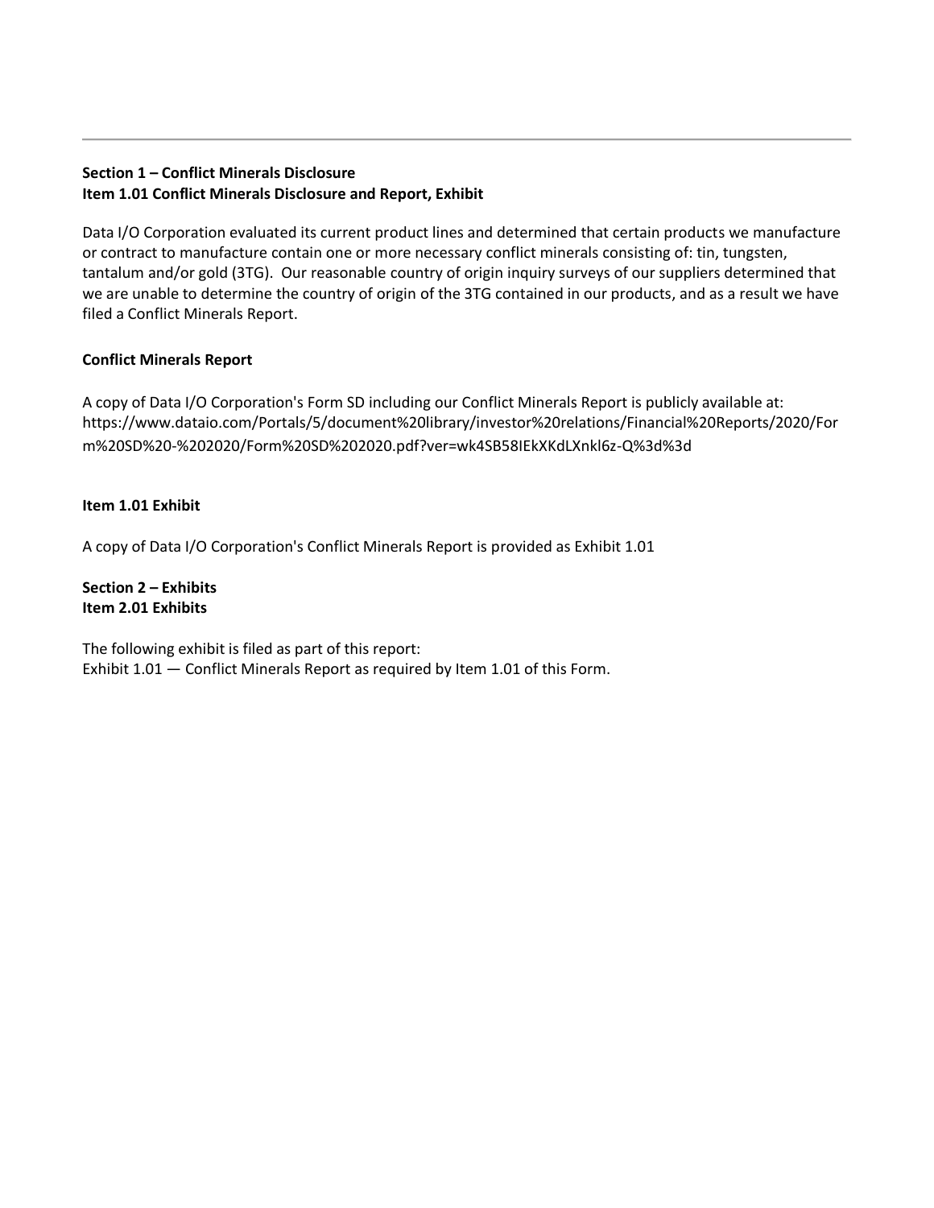**Section 1 – Conflict Minerals Disclosure**
**Item 1.01 Conflict Minerals Disclosure and Report, Exhibit**

Data I/O Corporation evaluated its current product lines and determined that certain products we manufacture or contract to manufacture contain one or more necessary conflict minerals consisting of: tin, tungsten, tantalum and/or gold (3TG). Our reasonable country of origin inquiry surveys of our suppliers determined that we are unable to determine the country of origin of the 3TG contained in our products, and as a result we have filed a Conflict Minerals Report.

**Conflict Minerals Report**

A copy of Data I/O Corporation's Form SD including our Conflict Minerals Report is publicly available at: https://www.dataio.com/Portals/5/document%20library/investor%20relations/Financial%20Reports/2020/Form%20SD%20-%202020/Form%20SD%202020.pdf?ver=wk4SB58IEkXKdLXnkl6z-Q%3d%3d

**Item 1.01 Exhibit**

A copy of Data I/O Corporation's Conflict Minerals Report is provided as Exhibit 1.01

**Section 2 – Exhibits**
**Item 2.01 Exhibits**

The following exhibit is filed as part of this report:
Exhibit 1.01 — Conflict Minerals Report as required by Item 1.01 of this Form.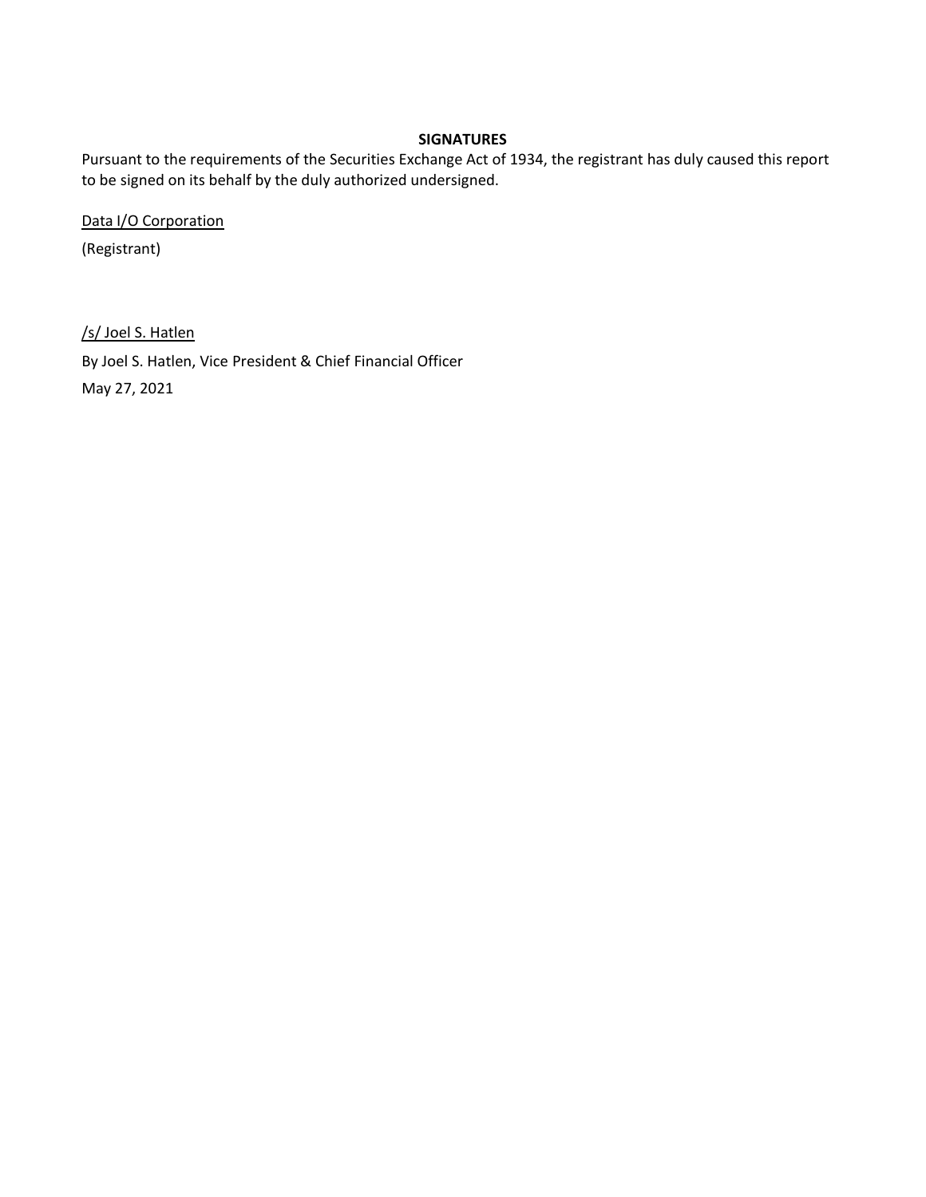**SIGNATURES**

Pursuant to the requirements of the Securities Exchange Act of 1934, the registrant has duly caused this report to be signed on its behalf by the duly authorized undersigned.

Data I/O Corporation

(Registrant)

/s/ Joel S. Hatlen

By Joel S. Hatlen, Vice President & Chief Financial Officer

May 27, 2021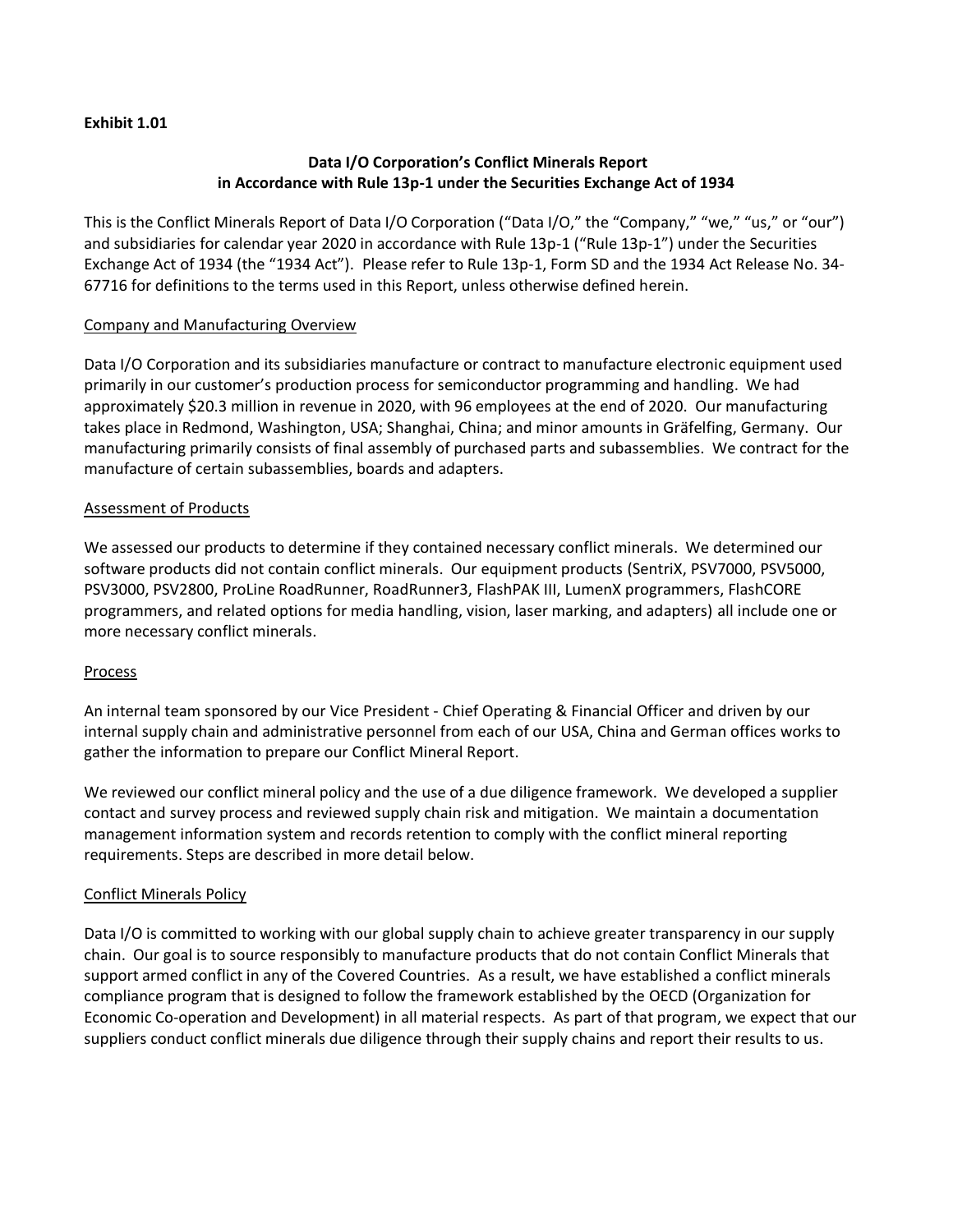**Exhibit 1.01**

**Data I/O Corporation's Conflict Minerals Report in Accordance with Rule 13p-1 under the Securities Exchange Act of 1934**

This is the Conflict Minerals Report of Data I/O Corporation ("Data I/O," the "Company," "we," "us," or "our") and subsidiaries for calendar year 2020 in accordance with Rule 13p-1 ("Rule 13p-1") under the Securities Exchange Act of 1934 (the "1934 Act"). Please refer to Rule 13p-1, Form SD and the 1934 Act Release No. 34-67716 for definitions to the terms used in this Report, unless otherwise defined herein.

Company and Manufacturing Overview

Data I/O Corporation and its subsidiaries manufacture or contract to manufacture electronic equipment used primarily in our customer's production process for semiconductor programming and handling. We had approximately $20.3 million in revenue in 2020, with 96 employees at the end of 2020. Our manufacturing takes place in Redmond, Washington, USA; Shanghai, China; and minor amounts in Gräfelfing, Germany. Our manufacturing primarily consists of final assembly of purchased parts and subassemblies. We contract for the manufacture of certain subassemblies, boards and adapters.

Assessment of Products

We assessed our products to determine if they contained necessary conflict minerals. We determined our software products did not contain conflict minerals. Our equipment products (SentriX, PSV7000, PSV5000, PSV3000, PSV2800, ProLine RoadRunner, RoadRunner3, FlashPAK III, LumenX programmers, FlashCORE programmers, and related options for media handling, vision, laser marking, and adapters) all include one or more necessary conflict minerals.

Process

An internal team sponsored by our Vice President - Chief Operating & Financial Officer and driven by our internal supply chain and administrative personnel from each of our USA, China and German offices works to gather the information to prepare our Conflict Mineral Report.

We reviewed our conflict mineral policy and the use of a due diligence framework. We developed a supplier contact and survey process and reviewed supply chain risk and mitigation. We maintain a documentation management information system and records retention to comply with the conflict mineral reporting requirements. Steps are described in more detail below.

Conflict Minerals Policy

Data I/O is committed to working with our global supply chain to achieve greater transparency in our supply chain. Our goal is to source responsibly to manufacture products that do not contain Conflict Minerals that support armed conflict in any of the Covered Countries. As a result, we have established a conflict minerals compliance program that is designed to follow the framework established by the OECD (Organization for Economic Co-operation and Development) in all material respects. As part of that program, we expect that our suppliers conduct conflict minerals due diligence through their supply chains and report their results to us.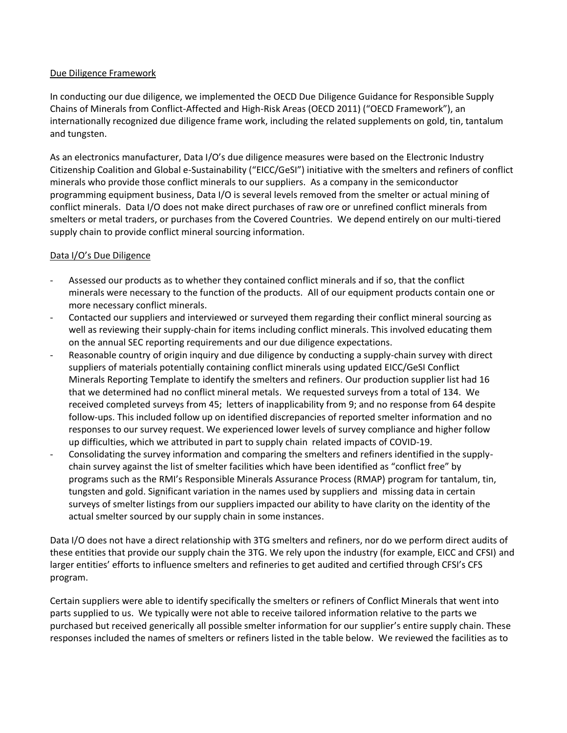## Due Diligence Framework

In conducting our due diligence, we implemented the OECD Due Diligence Guidance for Responsible Supply Chains of Minerals from Conflict-Affected and High-Risk Areas (OECD 2011) ("OECD Framework"), an internationally recognized due diligence frame work, including the related supplements on gold, tin, tantalum and tungsten.

As an electronics manufacturer, Data I/O's due diligence measures were based on the Electronic Industry Citizenship Coalition and Global e-Sustainability ("EICC/GeSI") initiative with the smelters and refiners of conflict minerals who provide those conflict minerals to our suppliers. As a company in the semiconductor programming equipment business, Data I/O is several levels removed from the smelter or actual mining of conflict minerals. Data I/O does not make direct purchases of raw ore or unrefined conflict minerals from smelters or metal traders, or purchases from the Covered Countries. We depend entirely on our multi-tiered supply chain to provide conflict mineral sourcing information.

## Data I/O's Due Diligence

- Assessed our products as to whether they contained conflict minerals and if so, that the conflict minerals were necessary to the function of the products. All of our equipment products contain one or more necessary conflict minerals.
- Contacted our suppliers and interviewed or surveyed them regarding their conflict mineral sourcing as well as reviewing their supply-chain for items including conflict minerals. This involved educating them on the annual SEC reporting requirements and our due diligence expectations.
- Reasonable country of origin inquiry and due diligence by conducting a supply-chain survey with direct suppliers of materials potentially containing conflict minerals using updated EICC/GeSI Conflict Minerals Reporting Template to identify the smelters and refiners. Our production supplier list had 16 that we determined had no conflict mineral metals. We requested surveys from a total of 134. We received completed surveys from 45; letters of inapplicability from 9; and no response from 64 despite follow-ups. This included follow up on identified discrepancies of reported smelter information and no responses to our survey request. We experienced lower levels of survey compliance and higher follow up difficulties, which we attributed in part to supply chain related impacts of COVID-19.
- Consolidating the survey information and comparing the smelters and refiners identified in the supply-chain survey against the list of smelter facilities which have been identified as "conflict free" by programs such as the RMI's Responsible Minerals Assurance Process (RMAP) program for tantalum, tin, tungsten and gold. Significant variation in the names used by suppliers and missing data in certain surveys of smelter listings from our suppliers impacted our ability to have clarity on the identity of the actual smelter sourced by our supply chain in some instances.

Data I/O does not have a direct relationship with 3TG smelters and refiners, nor do we perform direct audits of these entities that provide our supply chain the 3TG. We rely upon the industry (for example, EICC and CFSI) and larger entities' efforts to influence smelters and refineries to get audited and certified through CFSI's CFS program.

Certain suppliers were able to identify specifically the smelters or refiners of Conflict Minerals that went into parts supplied to us. We typically were not able to receive tailored information relative to the parts we purchased but received generically all possible smelter information for our supplier's entire supply chain. These responses included the names of smelters or refiners listed in the table below. We reviewed the facilities as to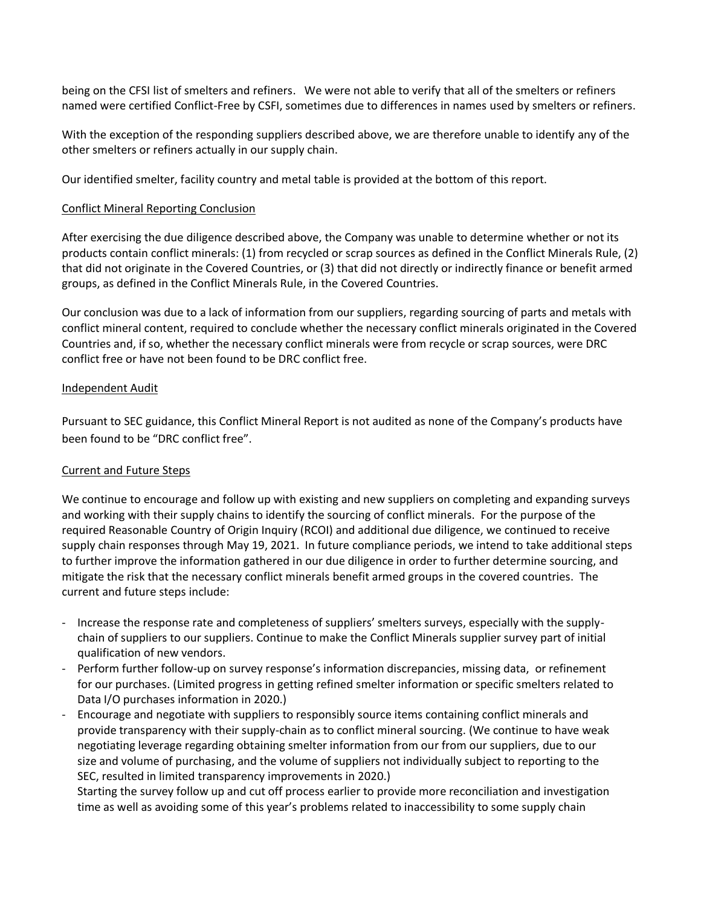being on the CFSI list of smelters and refiners. We were not able to verify that all of the smelters or refiners named were certified Conflict-Free by CSFI, sometimes due to differences in names used by smelters or refiners.

With the exception of the responding suppliers described above, we are therefore unable to identify any of the other smelters or refiners actually in our supply chain.

Our identified smelter, facility country and metal table is provided at the bottom of this report.

Conflict Mineral Reporting Conclusion

After exercising the due diligence described above, the Company was unable to determine whether or not its products contain conflict minerals: (1) from recycled or scrap sources as defined in the Conflict Minerals Rule, (2) that did not originate in the Covered Countries, or (3) that did not directly or indirectly finance or benefit armed groups, as defined in the Conflict Minerals Rule, in the Covered Countries.

Our conclusion was due to a lack of information from our suppliers, regarding sourcing of parts and metals with conflict mineral content, required to conclude whether the necessary conflict minerals originated in the Covered Countries and, if so, whether the necessary conflict minerals were from recycle or scrap sources, were DRC conflict free or have not been found to be DRC conflict free.

Independent Audit

Pursuant to SEC guidance, this Conflict Mineral Report is not audited as none of the Company's products have been found to be "DRC conflict free".

Current and Future Steps

We continue to encourage and follow up with existing and new suppliers on completing and expanding surveys and working with their supply chains to identify the sourcing of conflict minerals. For the purpose of the required Reasonable Country of Origin Inquiry (RCOI) and additional due diligence, we continued to receive supply chain responses through May 19, 2021. In future compliance periods, we intend to take additional steps to further improve the information gathered in our due diligence in order to further determine sourcing, and mitigate the risk that the necessary conflict minerals benefit armed groups in the covered countries. The current and future steps include:

- Increase the response rate and completeness of suppliers' smelters surveys, especially with the supply-chain of suppliers to our suppliers. Continue to make the Conflict Minerals supplier survey part of initial qualification of new vendors.
- Perform further follow-up on survey response's information discrepancies, missing data, or refinement for our purchases. (Limited progress in getting refined smelter information or specific smelters related to Data I/O purchases information in 2020.)
- Encourage and negotiate with suppliers to responsibly source items containing conflict minerals and provide transparency with their supply-chain as to conflict mineral sourcing. (We continue to have weak negotiating leverage regarding obtaining smelter information from our from our suppliers, due to our size and volume of purchasing, and the volume of suppliers not individually subject to reporting to the SEC, resulted in limited transparency improvements in 2020.)
  Starting the survey follow up and cut off process earlier to provide more reconciliation and investigation time as well as avoiding some of this year's problems related to inaccessibility to some supply chain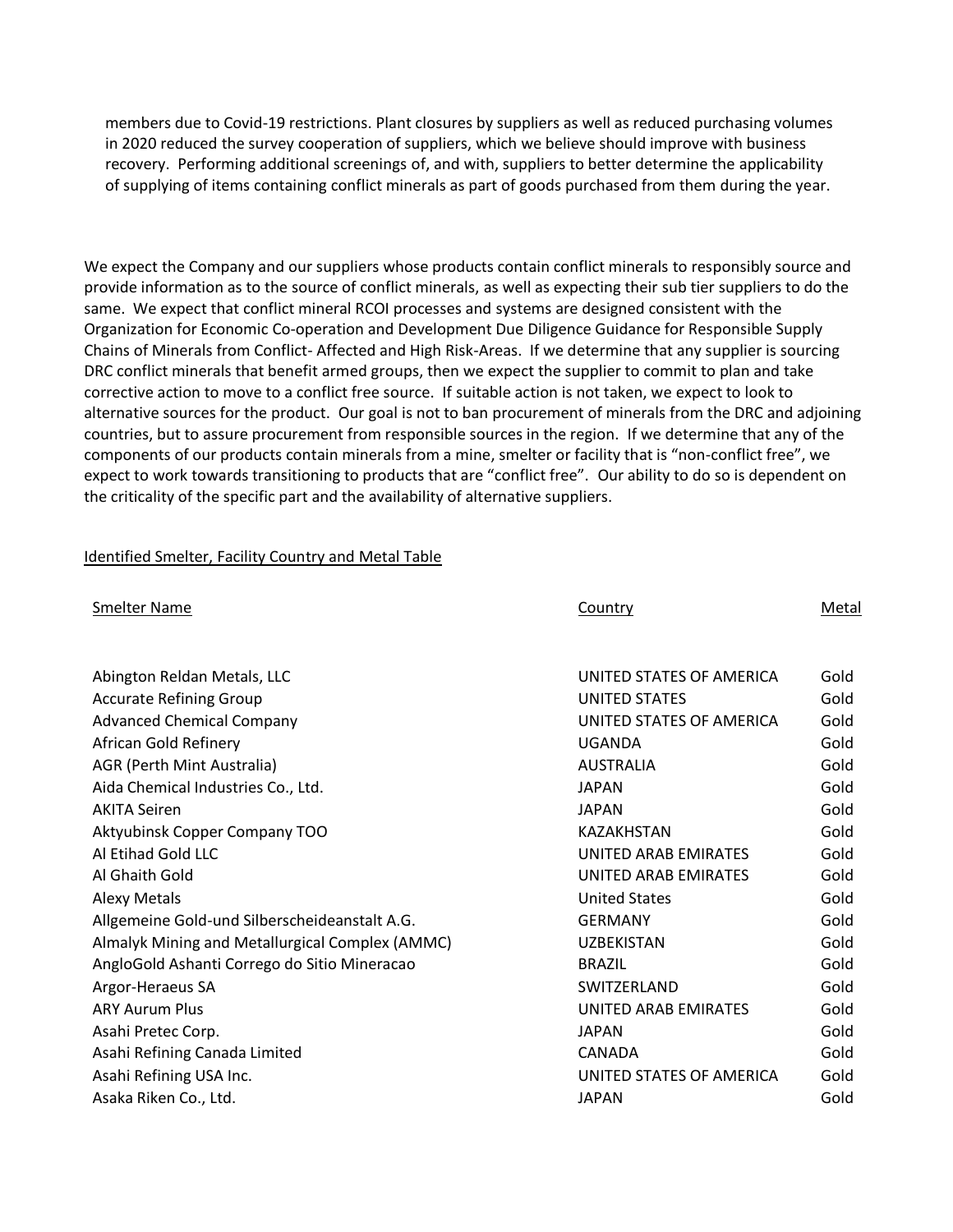members due to Covid-19 restrictions. Plant closures by suppliers as well as reduced purchasing volumes in 2020 reduced the survey cooperation of suppliers, which we believe should improve with business recovery. Performing additional screenings of, and with, suppliers to better determine the applicability of supplying of items containing conflict minerals as part of goods purchased from them during the year.

We expect the Company and our suppliers whose products contain conflict minerals to responsibly source and provide information as to the source of conflict minerals, as well as expecting their sub tier suppliers to do the same. We expect that conflict mineral RCOI processes and systems are designed consistent with the Organization for Economic Co-operation and Development Due Diligence Guidance for Responsible Supply Chains of Minerals from Conflict- Affected and High Risk-Areas. If we determine that any supplier is sourcing DRC conflict minerals that benefit armed groups, then we expect the supplier to commit to plan and take corrective action to move to a conflict free source. If suitable action is not taken, we expect to look to alternative sources for the product. Our goal is not to ban procurement of minerals from the DRC and adjoining countries, but to assure procurement from responsible sources in the region. If we determine that any of the components of our products contain minerals from a mine, smelter or facility that is "non-conflict free", we expect to work towards transitioning to products that are "conflict free". Our ability to do so is dependent on the criticality of the specific part and the availability of alternative suppliers.

Identified Smelter, Facility Country and Metal Table

| Smelter Name | Country | Metal |
|---|---|---|
| Abington Reldan Metals, LLC | UNITED STATES OF AMERICA | Gold |
| Accurate Refining Group | UNITED STATES | Gold |
| Advanced Chemical Company | UNITED STATES OF AMERICA | Gold |
| African Gold Refinery | UGANDA | Gold |
| AGR (Perth Mint Australia) | AUSTRALIA | Gold |
| Aida Chemical Industries Co., Ltd. | JAPAN | Gold |
| AKITA Seiren | JAPAN | Gold |
| Aktyubinsk Copper Company TOO | KAZAKHSTAN | Gold |
| Al Etihad Gold LLC | UNITED ARAB EMIRATES | Gold |
| Al Ghaith Gold | UNITED ARAB EMIRATES | Gold |
| Alexy Metals | United States | Gold |
| Allgemeine Gold-und Silberscheideanstalt A.G. | GERMANY | Gold |
| Almalyk Mining and Metallurgical Complex (AMMC) | UZBEKISTAN | Gold |
| AngloGold Ashanti Corrego do Sitio Mineracao | BRAZIL | Gold |
| Argor-Heraeus SA | SWITZERLAND | Gold |
| ARY Aurum Plus | UNITED ARAB EMIRATES | Gold |
| Asahi Pretec Corp. | JAPAN | Gold |
| Asahi Refining Canada Limited | CANADA | Gold |
| Asahi Refining USA Inc. | UNITED STATES OF AMERICA | Gold |
| Asaka Riken Co., Ltd. | JAPAN | Gold |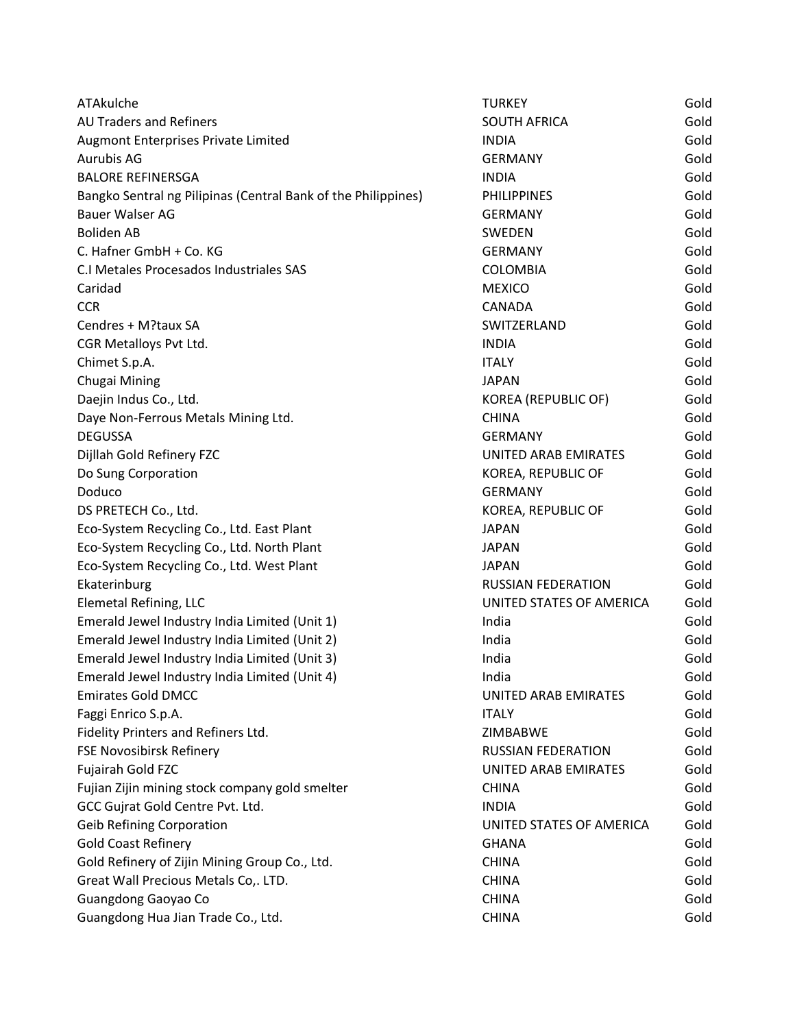| | | |
|---|---|---|
| ATAkulche | TURKEY | Gold |
| AU Traders and Refiners | SOUTH AFRICA | Gold |
| Augmont Enterprises Private Limited | INDIA | Gold |
| Aurubis AG | GERMANY | Gold |
| BALORE REFINERSGA | INDIA | Gold |
| Bangko Sentral ng Pilipinas (Central Bank of the Philippines) | PHILIPPINES | Gold |
| Bauer Walser AG | GERMANY | Gold |
| Boliden AB | SWEDEN | Gold |
| C. Hafner GmbH + Co. KG | GERMANY | Gold |
| C.I Metales Procesados Industriales SAS | COLOMBIA | Gold |
| Caridad | MEXICO | Gold |
| CCR | CANADA | Gold |
| Cendres + M?taux SA | SWITZERLAND | Gold |
| CGR Metalloys Pvt Ltd. | INDIA | Gold |
| Chimet S.p.A. | ITALY | Gold |
| Chugai Mining | JAPAN | Gold |
| Daejin Indus Co., Ltd. | KOREA (REPUBLIC OF) | Gold |
| Daye Non-Ferrous Metals Mining Ltd. | CHINA | Gold |
| DEGUSSA | GERMANY | Gold |
| Dijllah Gold Refinery FZC | UNITED ARAB EMIRATES | Gold |
| Do Sung Corporation | KOREA, REPUBLIC OF | Gold |
| Doduco | GERMANY | Gold |
| DS PRETECH Co., Ltd. | KOREA, REPUBLIC OF | Gold |
| Eco-System Recycling Co., Ltd. East Plant | JAPAN | Gold |
| Eco-System Recycling Co., Ltd. North Plant | JAPAN | Gold |
| Eco-System Recycling Co., Ltd. West Plant | JAPAN | Gold |
| Ekaterinburg | RUSSIAN FEDERATION | Gold |
| Elemetal Refining, LLC | UNITED STATES OF AMERICA | Gold |
| Emerald Jewel Industry India Limited (Unit 1) | India | Gold |
| Emerald Jewel Industry India Limited (Unit 2) | India | Gold |
| Emerald Jewel Industry India Limited (Unit 3) | India | Gold |
| Emerald Jewel Industry India Limited (Unit 4) | India | Gold |
| Emirates Gold DMCC | UNITED ARAB EMIRATES | Gold |
| Faggi Enrico S.p.A. | ITALY | Gold |
| Fidelity Printers and Refiners Ltd. | ZIMBABWE | Gold |
| FSE Novosibirsk Refinery | RUSSIAN FEDERATION | Gold |
| Fujairah Gold FZC | UNITED ARAB EMIRATES | Gold |
| Fujian Zijin mining stock company gold smelter | CHINA | Gold |
| GCC Gujrat Gold Centre Pvt. Ltd. | INDIA | Gold |
| Geib Refining Corporation | UNITED STATES OF AMERICA | Gold |
| Gold Coast Refinery | GHANA | Gold |
| Gold Refinery of Zijin Mining Group Co., Ltd. | CHINA | Gold |
| Great Wall Precious Metals Co,. LTD. | CHINA | Gold |
| Guangdong Gaoyao Co | CHINA | Gold |
| Guangdong Hua Jian Trade Co., Ltd. | CHINA | Gold |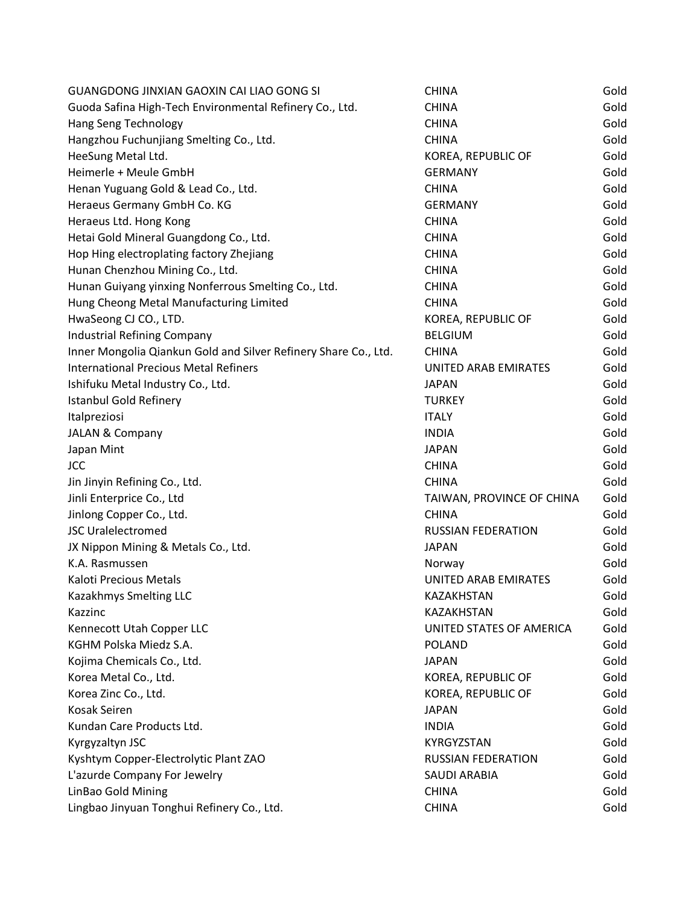| | | |
|---|---|---|
| GUANGDONG JINXIAN GAOXIN CAI LIAO GONG SI | CHINA | Gold |
| Guoda Safina High-Tech Environmental Refinery Co., Ltd. | CHINA | Gold |
| Hang Seng Technology | CHINA | Gold |
| Hangzhou Fuchunjiang Smelting Co., Ltd. | CHINA | Gold |
| HeeSung Metal Ltd. | KOREA, REPUBLIC OF | Gold |
| Heimerle + Meule GmbH | GERMANY | Gold |
| Henan Yuguang Gold & Lead Co., Ltd. | CHINA | Gold |
| Heraeus Germany GmbH Co. KG | GERMANY | Gold |
| Heraeus Ltd. Hong Kong | CHINA | Gold |
| Hetai Gold Mineral Guangdong Co., Ltd. | CHINA | Gold |
| Hop Hing electroplating factory Zhejiang | CHINA | Gold |
| Hunan Chenzhou Mining Co., Ltd. | CHINA | Gold |
| Hunan Guiyang yinxing Nonferrous Smelting Co., Ltd. | CHINA | Gold |
| Hung Cheong Metal Manufacturing Limited | CHINA | Gold |
| HwaSeong CJ CO., LTD. | KOREA, REPUBLIC OF | Gold |
| Industrial Refining Company | BELGIUM | Gold |
| Inner Mongolia Qiankun Gold and Silver Refinery Share Co., Ltd. | CHINA | Gold |
| International Precious Metal Refiners | UNITED ARAB EMIRATES | Gold |
| Ishifuku Metal Industry Co., Ltd. | JAPAN | Gold |
| Istanbul Gold Refinery | TURKEY | Gold |
| Italpreziosi | ITALY | Gold |
| JALAN & Company | INDIA | Gold |
| Japan Mint | JAPAN | Gold |
| JCC | CHINA | Gold |
| Jin Jinyin Refining Co., Ltd. | CHINA | Gold |
| Jinli Enterprice Co., Ltd | TAIWAN, PROVINCE OF CHINA | Gold |
| Jinlong Copper Co., Ltd. | CHINA | Gold |
| JSC Uralelectromed | RUSSIAN FEDERATION | Gold |
| JX Nippon Mining & Metals Co., Ltd. | JAPAN | Gold |
| K.A. Rasmussen | Norway | Gold |
| Kaloti Precious Metals | UNITED ARAB EMIRATES | Gold |
| Kazakhmys Smelting LLC | KAZAKHSTAN | Gold |
| Kazzinc | KAZAKHSTAN | Gold |
| Kennecott Utah Copper LLC | UNITED STATES OF AMERICA | Gold |
| KGHM Polska Miedz S.A. | POLAND | Gold |
| Kojima Chemicals Co., Ltd. | JAPAN | Gold |
| Korea Metal Co., Ltd. | KOREA, REPUBLIC OF | Gold |
| Korea Zinc Co., Ltd. | KOREA, REPUBLIC OF | Gold |
| Kosak Seiren | JAPAN | Gold |
| Kundan Care Products Ltd. | INDIA | Gold |
| Kyrgyzaltyn JSC | KYRGYZSTAN | Gold |
| Kyshtym Copper-Electrolytic Plant ZAO | RUSSIAN FEDERATION | Gold |
| L'azurde Company For Jewelry | SAUDI ARABIA | Gold |
| LinBao Gold Mining | CHINA | Gold |
| Lingbao Jinyuan Tonghui Refinery Co., Ltd. | CHINA | Gold |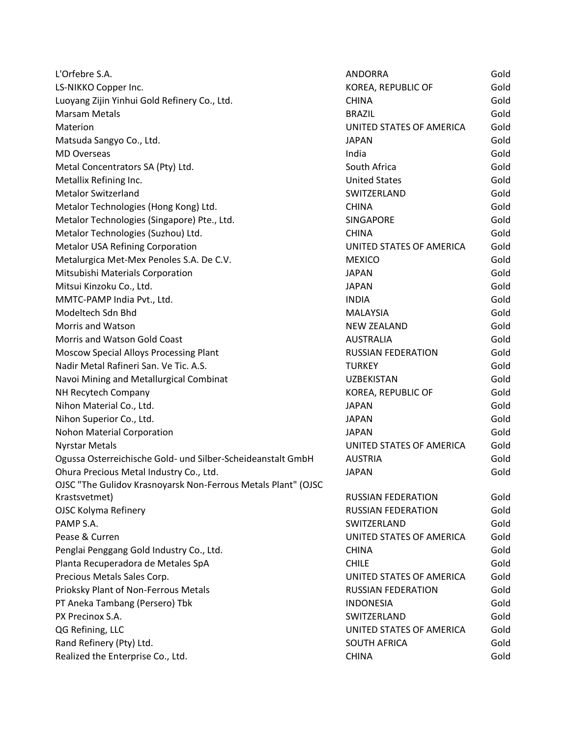| | | |
|---|---|---|
| L'Orfebre S.A. | ANDORRA | Gold |
| LS-NIKKO Copper Inc. | KOREA, REPUBLIC OF | Gold |
| Luoyang Zijin Yinhui Gold Refinery Co., Ltd. | CHINA | Gold |
| Marsam Metals | BRAZIL | Gold |
| Materion | UNITED STATES OF AMERICA | Gold |
| Matsuda Sangyo Co., Ltd. | JAPAN | Gold |
| MD Overseas | India | Gold |
| Metal Concentrators SA (Pty) Ltd. | South Africa | Gold |
| Metallix Refining Inc. | United States | Gold |
| Metalor Switzerland | SWITZERLAND | Gold |
| Metalor Technologies (Hong Kong) Ltd. | CHINA | Gold |
| Metalor Technologies (Singapore) Pte., Ltd. | SINGAPORE | Gold |
| Metalor Technologies (Suzhou) Ltd. | CHINA | Gold |
| Metalor USA Refining Corporation | UNITED STATES OF AMERICA | Gold |
| Metalurgica Met-Mex Penoles S.A. De C.V. | MEXICO | Gold |
| Mitsubishi Materials Corporation | JAPAN | Gold |
| Mitsui Kinzoku Co., Ltd. | JAPAN | Gold |
| MMTC-PAMP India Pvt., Ltd. | INDIA | Gold |
| Modeltech Sdn Bhd | MALAYSIA | Gold |
| Morris and Watson | NEW ZEALAND | Gold |
| Morris and Watson Gold Coast | AUSTRALIA | Gold |
| Moscow Special Alloys Processing Plant | RUSSIAN FEDERATION | Gold |
| Nadir Metal Rafineri San. Ve Tic. A.S. | TURKEY | Gold |
| Navoi Mining and Metallurgical Combinat | UZBEKISTAN | Gold |
| NH Recytech Company | KOREA, REPUBLIC OF | Gold |
| Nihon Material Co., Ltd. | JAPAN | Gold |
| Nihon Superior Co., Ltd. | JAPAN | Gold |
| Nohon Material Corporation | JAPAN | Gold |
| Nyrstar Metals | UNITED STATES OF AMERICA | Gold |
| Ogussa Osterreichische Gold- und Silber-Scheideanstalt GmbH | AUSTRIA | Gold |
| Ohura Precious Metal Industry Co., Ltd. | JAPAN | Gold |
| OJSC "The Gulidov Krasnoyarsk Non-Ferrous Metals Plant" (OJSC Krastsvetmet) | RUSSIAN FEDERATION | Gold |
| OJSC Kolyma Refinery | RUSSIAN FEDERATION | Gold |
| PAMP S.A. | SWITZERLAND | Gold |
| Pease & Curren | UNITED STATES OF AMERICA | Gold |
| Penglai Penggang Gold Industry Co., Ltd. | CHINA | Gold |
| Planta Recuperadora de Metales SpA | CHILE | Gold |
| Precious Metals Sales Corp. | UNITED STATES OF AMERICA | Gold |
| Prioksky Plant of Non-Ferrous Metals | RUSSIAN FEDERATION | Gold |
| PT Aneka Tambang (Persero) Tbk | INDONESIA | Gold |
| PX Precinox S.A. | SWITZERLAND | Gold |
| QG Refining, LLC | UNITED STATES OF AMERICA | Gold |
| Rand Refinery (Pty) Ltd. | SOUTH AFRICA | Gold |
| Realized the Enterprise Co., Ltd. | CHINA | Gold |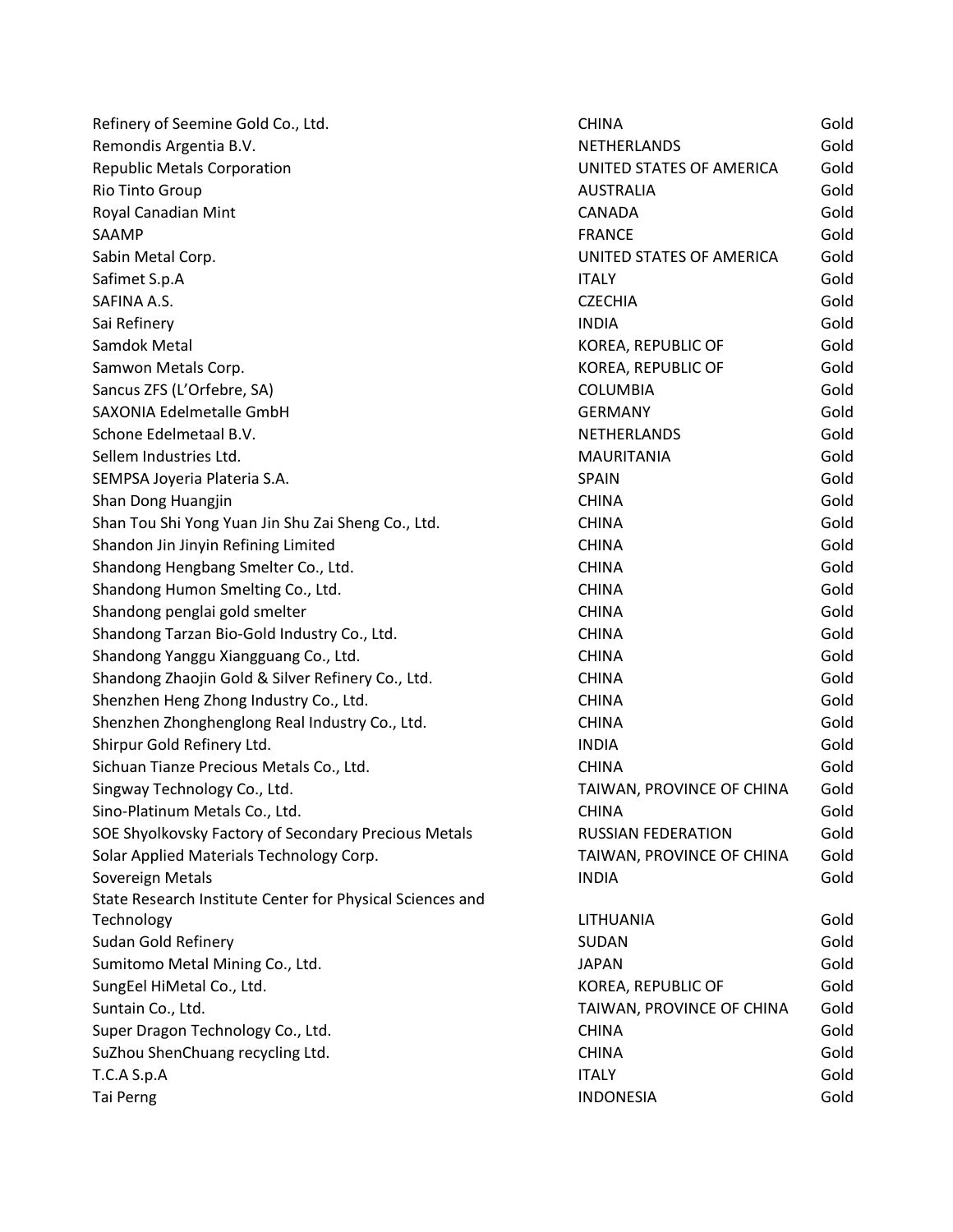| | | |
|---|---|---|
| Refinery of Seemine Gold Co., Ltd. | CHINA | Gold |
| Remondis Argentia B.V. | NETHERLANDS | Gold |
| Republic Metals Corporation | UNITED STATES OF AMERICA | Gold |
| Rio Tinto Group | AUSTRALIA | Gold |
| Royal Canadian Mint | CANADA | Gold |
| SAAMP | FRANCE | Gold |
| Sabin Metal Corp. | UNITED STATES OF AMERICA | Gold |
| Safimet S.p.A | ITALY | Gold |
| SAFINA A.S. | CZECHIA | Gold |
| Sai Refinery | INDIA | Gold |
| Samdok Metal | KOREA, REPUBLIC OF | Gold |
| Samwon Metals Corp. | KOREA, REPUBLIC OF | Gold |
| Sancus ZFS (L'Orfebre, SA) | COLUMBIA | Gold |
| SAXONIA Edelmetalle GmbH | GERMANY | Gold |
| Schone Edelmetaal B.V. | NETHERLANDS | Gold |
| Sellem Industries Ltd. | MAURITANIA | Gold |
| SEMPSA Joyeria Plateria S.A. | SPAIN | Gold |
| Shan Dong Huangjin | CHINA | Gold |
| Shan Tou Shi Yong Yuan Jin Shu Zai Sheng Co., Ltd. | CHINA | Gold |
| Shandon Jin Jinyin Refining Limited | CHINA | Gold |
| Shandong Hengbang Smelter Co., Ltd. | CHINA | Gold |
| Shandong Humon Smelting Co., Ltd. | CHINA | Gold |
| Shandong penglai gold smelter | CHINA | Gold |
| Shandong Tarzan Bio-Gold Industry Co., Ltd. | CHINA | Gold |
| Shandong Yanggu Xiangguang Co., Ltd. | CHINA | Gold |
| Shandong Zhaojin Gold & Silver Refinery Co., Ltd. | CHINA | Gold |
| Shenzhen Heng Zhong Industry Co., Ltd. | CHINA | Gold |
| Shenzhen Zhonghenglong Real Industry Co., Ltd. | CHINA | Gold |
| Shirpur Gold Refinery Ltd. | INDIA | Gold |
| Sichuan Tianze Precious Metals Co., Ltd. | CHINA | Gold |
| Singway Technology Co., Ltd. | TAIWAN, PROVINCE OF CHINA | Gold |
| Sino-Platinum Metals Co., Ltd. | CHINA | Gold |
| SOE Shyolkovsky Factory of Secondary Precious Metals | RUSSIAN FEDERATION | Gold |
| Solar Applied Materials Technology Corp. | TAIWAN, PROVINCE OF CHINA | Gold |
| Sovereign Metals | INDIA | Gold |
| State Research Institute Center for Physical Sciences and Technology | LITHUANIA | Gold |
| Sudan Gold Refinery | SUDAN | Gold |
| Sumitomo Metal Mining Co., Ltd. | JAPAN | Gold |
| SungEel HiMetal Co., Ltd. | KOREA, REPUBLIC OF | Gold |
| Suntain Co., Ltd. | TAIWAN, PROVINCE OF CHINA | Gold |
| Super Dragon Technology Co., Ltd. | CHINA | Gold |
| SuZhou ShenChuang recycling Ltd. | CHINA | Gold |
| T.C.A S.p.A | ITALY | Gold |
| Tai Perng | INDONESIA | Gold |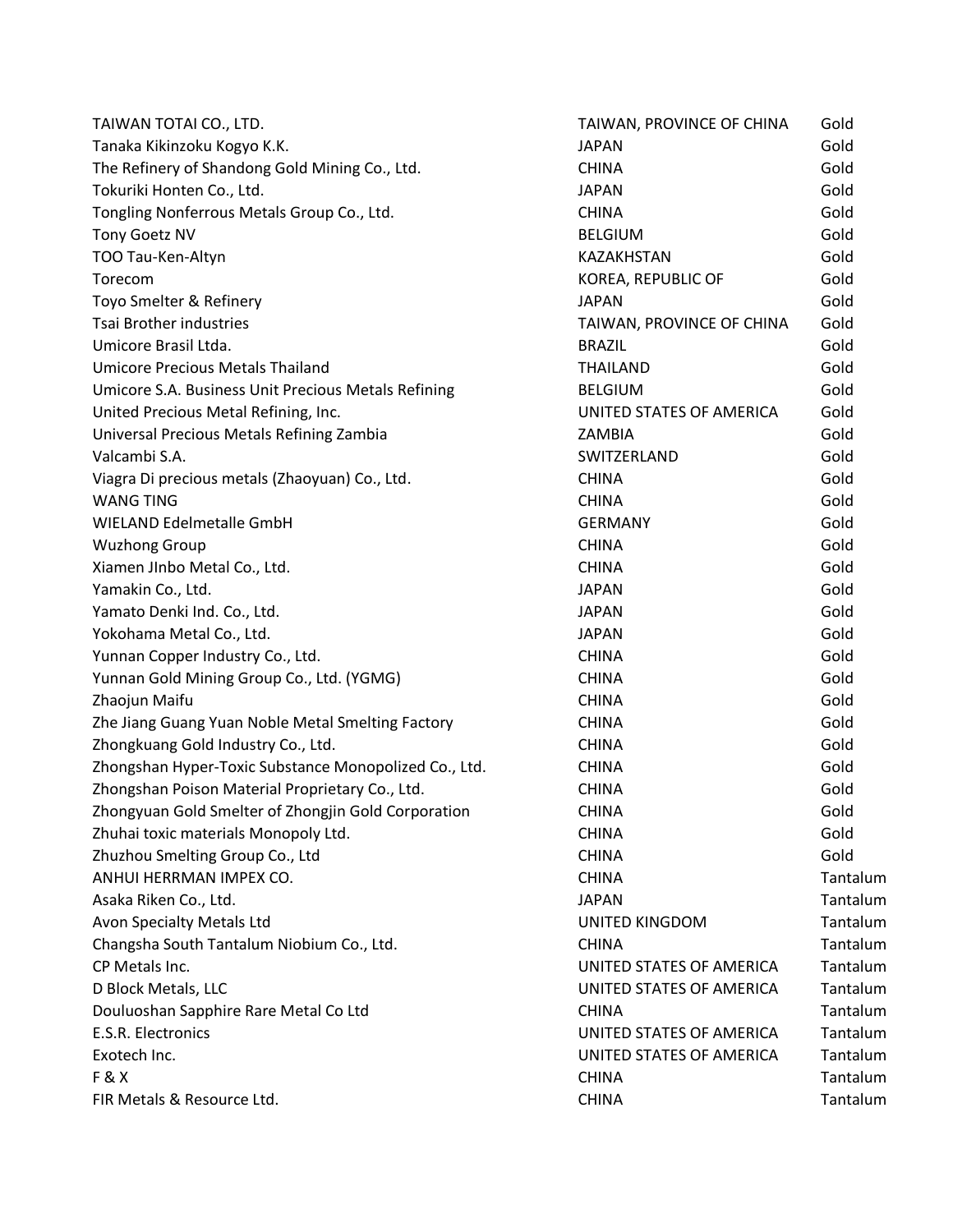| | | |
|---|---|---|
| TAIWAN TOTAI CO., LTD. | TAIWAN, PROVINCE OF CHINA | Gold |
| Tanaka Kikinzoku Kogyo K.K. | JAPAN | Gold |
| The Refinery of Shandong Gold Mining Co., Ltd. | CHINA | Gold |
| Tokuriki Honten Co., Ltd. | JAPAN | Gold |
| Tongling Nonferrous Metals Group Co., Ltd. | CHINA | Gold |
| Tony Goetz NV | BELGIUM | Gold |
| TOO Tau-Ken-Altyn | KAZAKHSTAN | Gold |
| Torecom | KOREA, REPUBLIC OF | Gold |
| Toyo Smelter & Refinery | JAPAN | Gold |
| Tsai Brother industries | TAIWAN, PROVINCE OF CHINA | Gold |
| Umicore Brasil Ltda. | BRAZIL | Gold |
| Umicore Precious Metals Thailand | THAILAND | Gold |
| Umicore S.A. Business Unit Precious Metals Refining | BELGIUM | Gold |
| United Precious Metal Refining, Inc. | UNITED STATES OF AMERICA | Gold |
| Universal Precious Metals Refining Zambia | ZAMBIA | Gold |
| Valcambi S.A. | SWITZERLAND | Gold |
| Viagra Di precious metals (Zhaoyuan) Co., Ltd. | CHINA | Gold |
| WANG TING | CHINA | Gold |
| WIELAND Edelmetalle GmbH | GERMANY | Gold |
| Wuzhong Group | CHINA | Gold |
| Xiamen JInbo Metal Co., Ltd. | CHINA | Gold |
| Yamakin Co., Ltd. | JAPAN | Gold |
| Yamato Denki Ind. Co., Ltd. | JAPAN | Gold |
| Yokohama Metal Co., Ltd. | JAPAN | Gold |
| Yunnan Copper Industry Co., Ltd. | CHINA | Gold |
| Yunnan Gold Mining Group Co., Ltd. (YGMG) | CHINA | Gold |
| Zhaojun Maifu | CHINA | Gold |
| Zhe Jiang Guang Yuan Noble Metal Smelting Factory | CHINA | Gold |
| Zhongkuang Gold Industry Co., Ltd. | CHINA | Gold |
| Zhongshan Hyper-Toxic Substance Monopolized Co., Ltd. | CHINA | Gold |
| Zhongshan Poison Material Proprietary Co., Ltd. | CHINA | Gold |
| Zhongyuan Gold Smelter of Zhongjin Gold Corporation | CHINA | Gold |
| Zhuhai toxic materials Monopoly Ltd. | CHINA | Gold |
| Zhuzhou Smelting Group Co., Ltd | CHINA | Gold |
| ANHUI HERRMAN IMPEX CO. | CHINA | Tantalum |
| Asaka Riken Co., Ltd. | JAPAN | Tantalum |
| Avon Specialty Metals Ltd | UNITED KINGDOM | Tantalum |
| Changsha South Tantalum Niobium Co., Ltd. | CHINA | Tantalum |
| CP Metals Inc. | UNITED STATES OF AMERICA | Tantalum |
| D Block Metals, LLC | UNITED STATES OF AMERICA | Tantalum |
| Douluoshan Sapphire Rare Metal Co Ltd | CHINA | Tantalum |
| E.S.R. Electronics | UNITED STATES OF AMERICA | Tantalum |
| Exotech Inc. | UNITED STATES OF AMERICA | Tantalum |
| F & X | CHINA | Tantalum |
| FIR Metals & Resource Ltd. | CHINA | Tantalum |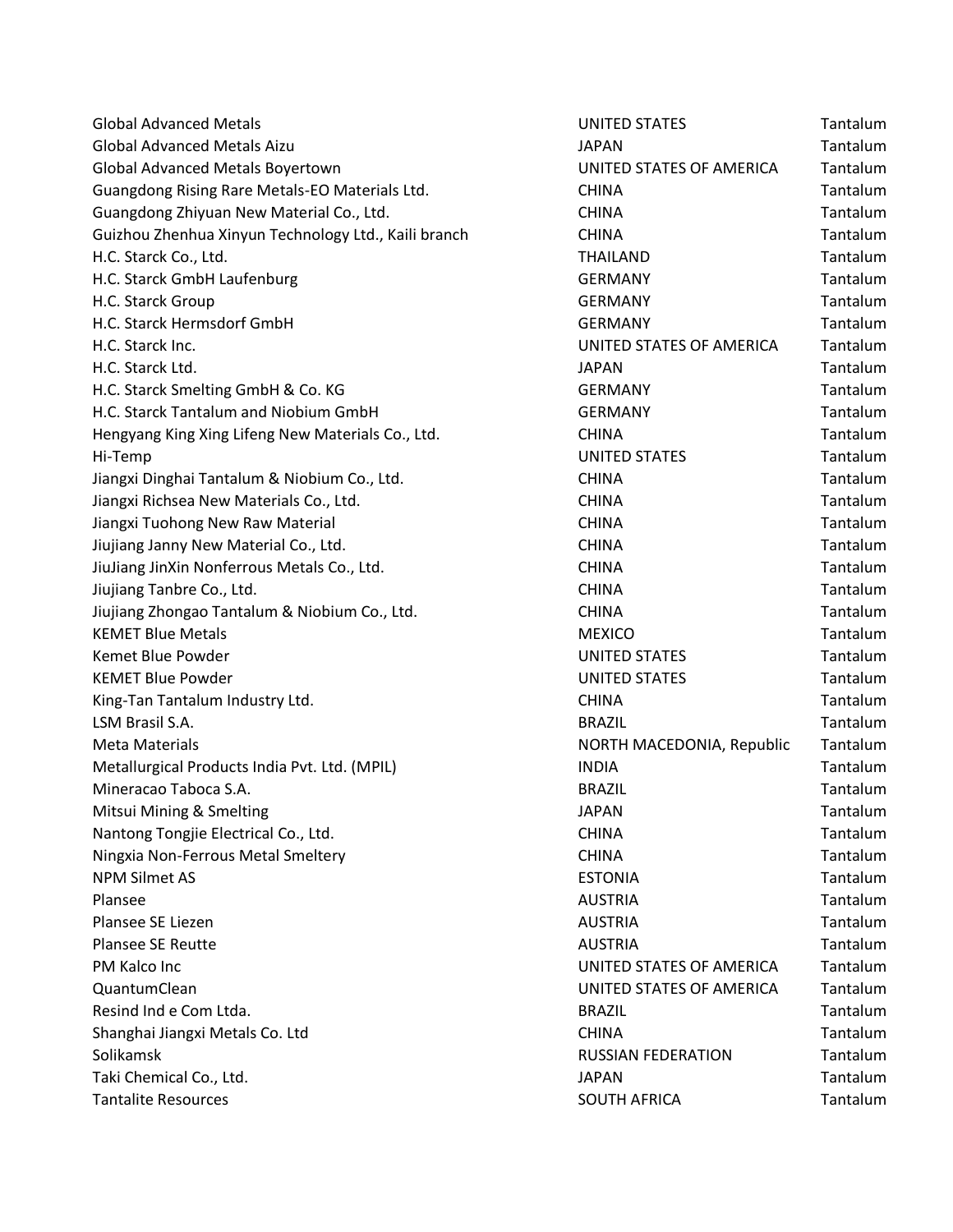| | | |
|---|---|---|
| Global Advanced Metals | UNITED STATES | Tantalum |
| Global Advanced Metals Aizu | JAPAN | Tantalum |
| Global Advanced Metals Boyertown | UNITED STATES OF AMERICA | Tantalum |
| Guangdong Rising Rare Metals-EO Materials Ltd. | CHINA | Tantalum |
| Guangdong Zhiyuan New Material Co., Ltd. | CHINA | Tantalum |
| Guizhou Zhenhua Xinyun Technology Ltd., Kaili branch | CHINA | Tantalum |
| H.C. Starck Co., Ltd. | THAILAND | Tantalum |
| H.C. Starck GmbH Laufenburg | GERMANY | Tantalum |
| H.C. Starck Group | GERMANY | Tantalum |
| H.C. Starck Hermsdorf GmbH | GERMANY | Tantalum |
| H.C. Starck Inc. | UNITED STATES OF AMERICA | Tantalum |
| H.C. Starck Ltd. | JAPAN | Tantalum |
| H.C. Starck Smelting GmbH & Co. KG | GERMANY | Tantalum |
| H.C. Starck Tantalum and Niobium GmbH | GERMANY | Tantalum |
| Hengyang King Xing Lifeng New Materials Co., Ltd. | CHINA | Tantalum |
| Hi-Temp | UNITED STATES | Tantalum |
| Jiangxi Dinghai Tantalum & Niobium Co., Ltd. | CHINA | Tantalum |
| Jiangxi Richsea New Materials Co., Ltd. | CHINA | Tantalum |
| Jiangxi Tuohong New Raw Material | CHINA | Tantalum |
| Jiujiang Janny New Material Co., Ltd. | CHINA | Tantalum |
| JiuJiang JinXin Nonferrous Metals Co., Ltd. | CHINA | Tantalum |
| Jiujiang Tanbre Co., Ltd. | CHINA | Tantalum |
| Jiujiang Zhongao Tantalum & Niobium Co., Ltd. | CHINA | Tantalum |
| KEMET Blue Metals | MEXICO | Tantalum |
| Kemet Blue Powder | UNITED STATES | Tantalum |
| KEMET Blue Powder | UNITED STATES | Tantalum |
| King-Tan Tantalum Industry Ltd. | CHINA | Tantalum |
| LSM Brasil S.A. | BRAZIL | Tantalum |
| Meta Materials | NORTH MACEDONIA, Republic | Tantalum |
| Metallurgical Products India Pvt. Ltd. (MPIL) | INDIA | Tantalum |
| Mineracao Taboca S.A. | BRAZIL | Tantalum |
| Mitsui Mining & Smelting | JAPAN | Tantalum |
| Nantong Tongjie Electrical Co., Ltd. | CHINA | Tantalum |
| Ningxia Non-Ferrous Metal Smeltery | CHINA | Tantalum |
| NPM Silmet AS | ESTONIA | Tantalum |
| Plansee | AUSTRIA | Tantalum |
| Plansee SE Liezen | AUSTRIA | Tantalum |
| Plansee SE Reutte | AUSTRIA | Tantalum |
| PM Kalco Inc | UNITED STATES OF AMERICA | Tantalum |
| QuantumClean | UNITED STATES OF AMERICA | Tantalum |
| Resind Ind e Com Ltda. | BRAZIL | Tantalum |
| Shanghai Jiangxi Metals Co. Ltd | CHINA | Tantalum |
| Solikamsk | RUSSIAN FEDERATION | Tantalum |
| Taki Chemical Co., Ltd. | JAPAN | Tantalum |
| Tantalite Resources | SOUTH AFRICA | Tantalum |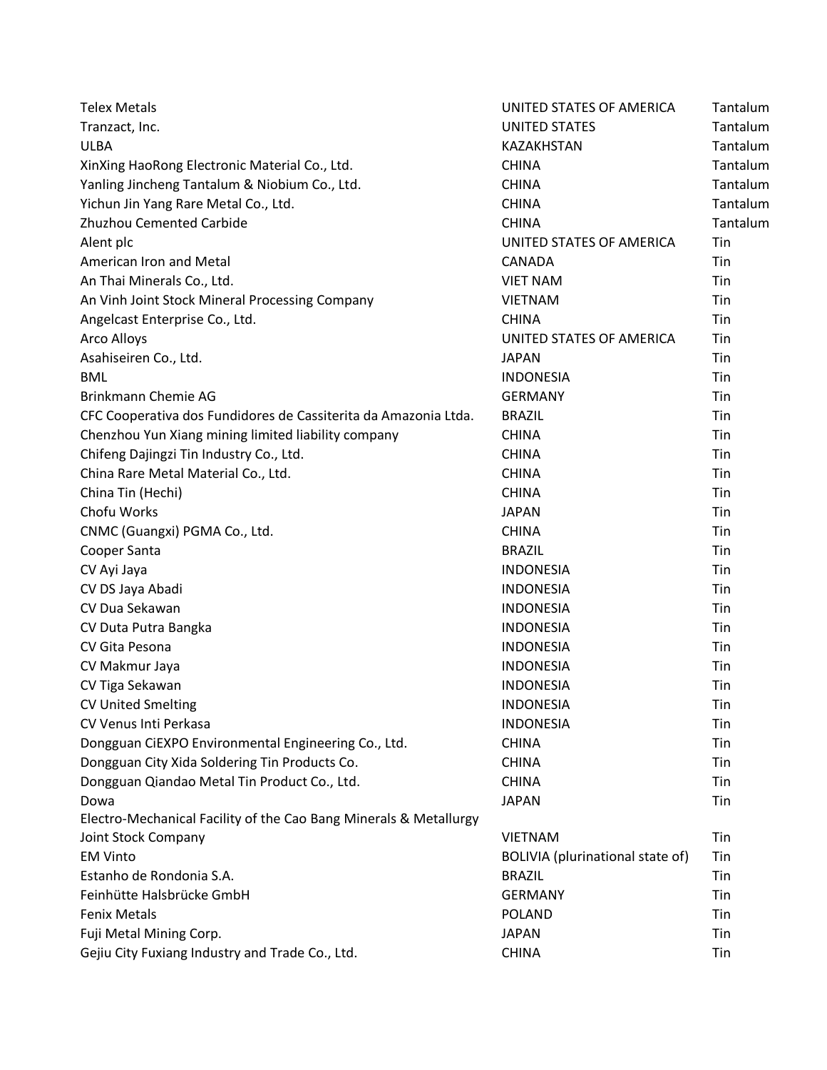| | | |
|---|---|---|
| Telex Metals | UNITED STATES OF AMERICA | Tantalum |
| Tranzact, Inc. | UNITED STATES | Tantalum |
| ULBA | KAZAKHSTAN | Tantalum |
| XinXing HaoRong Electronic Material Co., Ltd. | CHINA | Tantalum |
| Yanling Jincheng Tantalum & Niobium Co., Ltd. | CHINA | Tantalum |
| Yichun Jin Yang Rare Metal Co., Ltd. | CHINA | Tantalum |
| Zhuzhou Cemented Carbide | CHINA | Tantalum |
| Alent plc | UNITED STATES OF AMERICA | Tin |
| American Iron and Metal | CANADA | Tin |
| An Thai Minerals Co., Ltd. | VIET NAM | Tin |
| An Vinh Joint Stock Mineral Processing Company | VIETNAM | Tin |
| Angelcast Enterprise Co., Ltd. | CHINA | Tin |
| Arco Alloys | UNITED STATES OF AMERICA | Tin |
| Asahiseiren Co., Ltd. | JAPAN | Tin |
| BML | INDONESIA | Tin |
| Brinkmann Chemie AG | GERMANY | Tin |
| CFC Cooperativa dos Fundidores de Cassiterita da Amazonia Ltda. | BRAZIL | Tin |
| Chenzhou Yun Xiang mining limited liability company | CHINA | Tin |
| Chifeng Dajingzi Tin Industry Co., Ltd. | CHINA | Tin |
| China Rare Metal Material Co., Ltd. | CHINA | Tin |
| China Tin (Hechi) | CHINA | Tin |
| Chofu Works | JAPAN | Tin |
| CNMC (Guangxi) PGMA Co., Ltd. | CHINA | Tin |
| Cooper Santa | BRAZIL | Tin |
| CV Ayi Jaya | INDONESIA | Tin |
| CV DS Jaya Abadi | INDONESIA | Tin |
| CV Dua Sekawan | INDONESIA | Tin |
| CV Duta Putra Bangka | INDONESIA | Tin |
| CV Gita Pesona | INDONESIA | Tin |
| CV Makmur Jaya | INDONESIA | Tin |
| CV Tiga Sekawan | INDONESIA | Tin |
| CV United Smelting | INDONESIA | Tin |
| CV Venus Inti Perkasa | INDONESIA | Tin |
| Dongguan CiEXPO Environmental Engineering Co., Ltd. | CHINA | Tin |
| Dongguan City Xida Soldering Tin Products Co. | CHINA | Tin |
| Dongguan Qiandao Metal Tin Product Co., Ltd. | CHINA | Tin |
| Dowa | JAPAN | Tin |
| Electro-Mechanical Facility of the Cao Bang Minerals & Metallurgy Joint Stock Company | VIETNAM | Tin |
| EM Vinto | BOLIVIA (plurinational state of) | Tin |
| Estanho de Rondonia S.A. | BRAZIL | Tin |
| Feinhütte Halsbrücke GmbH | GERMANY | Tin |
| Fenix Metals | POLAND | Tin |
| Fuji Metal Mining Corp. | JAPAN | Tin |
| Gejiu City Fuxiang Industry and Trade Co., Ltd. | CHINA | Tin |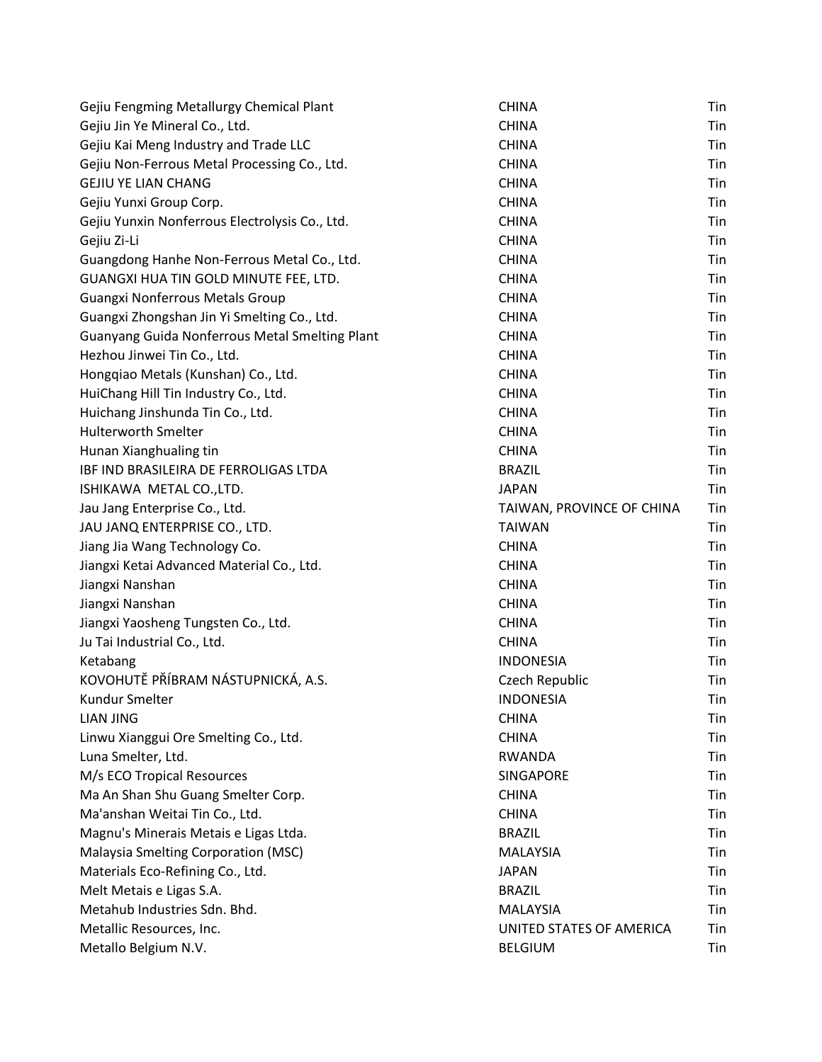| | | |
|---|---|---|
| Gejiu Fengming Metallurgy Chemical Plant | CHINA | Tin |
| Gejiu Jin Ye Mineral Co., Ltd. | CHINA | Tin |
| Gejiu Kai Meng Industry and Trade LLC | CHINA | Tin |
| Gejiu Non-Ferrous Metal Processing Co., Ltd. | CHINA | Tin |
| GEJIU YE LIAN CHANG | CHINA | Tin |
| Gejiu Yunxi Group Corp. | CHINA | Tin |
| Gejiu Yunxin Nonferrous Electrolysis Co., Ltd. | CHINA | Tin |
| Gejiu Zi-Li | CHINA | Tin |
| Guangdong Hanhe Non-Ferrous Metal Co., Ltd. | CHINA | Tin |
| GUANGXI HUA TIN GOLD MINUTE FEE, LTD. | CHINA | Tin |
| Guangxi Nonferrous Metals Group | CHINA | Tin |
| Guangxi Zhongshan Jin Yi Smelting Co., Ltd. | CHINA | Tin |
| Guanyang Guida Nonferrous Metal Smelting Plant | CHINA | Tin |
| Hezhou Jinwei Tin Co., Ltd. | CHINA | Tin |
| Hongqiao Metals (Kunshan) Co., Ltd. | CHINA | Tin |
| HuiChang Hill Tin Industry Co., Ltd. | CHINA | Tin |
| Huichang Jinshunda Tin Co., Ltd. | CHINA | Tin |
| Hulterworth Smelter | CHINA | Tin |
| Hunan Xianghualing tin | CHINA | Tin |
| IBF IND BRASILEIRA DE FERROLIGAS LTDA | BRAZIL | Tin |
| ISHIKAWA METAL CO.,LTD. | JAPAN | Tin |
| Jau Jang Enterprise Co., Ltd. | TAIWAN, PROVINCE OF CHINA | Tin |
| JAU JANQ ENTERPRISE CO., LTD. | TAIWAN | Tin |
| Jiang Jia Wang Technology Co. | CHINA | Tin |
| Jiangxi Ketai Advanced Material Co., Ltd. | CHINA | Tin |
| Jiangxi Nanshan | CHINA | Tin |
| Jiangxi Nanshan | CHINA | Tin |
| Jiangxi Yaosheng Tungsten Co., Ltd. | CHINA | Tin |
| Ju Tai Industrial Co., Ltd. | CHINA | Tin |
| Ketabang | INDONESIA | Tin |
| KOVOHUTĚ PŘÍBRAM NÁSTUPNICKÁ, A.S. | Czech Republic | Tin |
| Kundur Smelter | INDONESIA | Tin |
| LIAN JING | CHINA | Tin |
| Linwu Xianggui Ore Smelting Co., Ltd. | CHINA | Tin |
| Luna Smelter, Ltd. | RWANDA | Tin |
| M/s ECO Tropical Resources | SINGAPORE | Tin |
| Ma An Shan Shu Guang Smelter Corp. | CHINA | Tin |
| Ma'anshan Weitai Tin Co., Ltd. | CHINA | Tin |
| Magnu's Minerais Metais e Ligas Ltda. | BRAZIL | Tin |
| Malaysia Smelting Corporation (MSC) | MALAYSIA | Tin |
| Materials Eco-Refining Co., Ltd. | JAPAN | Tin |
| Melt Metais e Ligas S.A. | BRAZIL | Tin |
| Metahub Industries Sdn. Bhd. | MALAYSIA | Tin |
| Metallic Resources, Inc. | UNITED STATES OF AMERICA | Tin |
| Metallo Belgium N.V. | BELGIUM | Tin |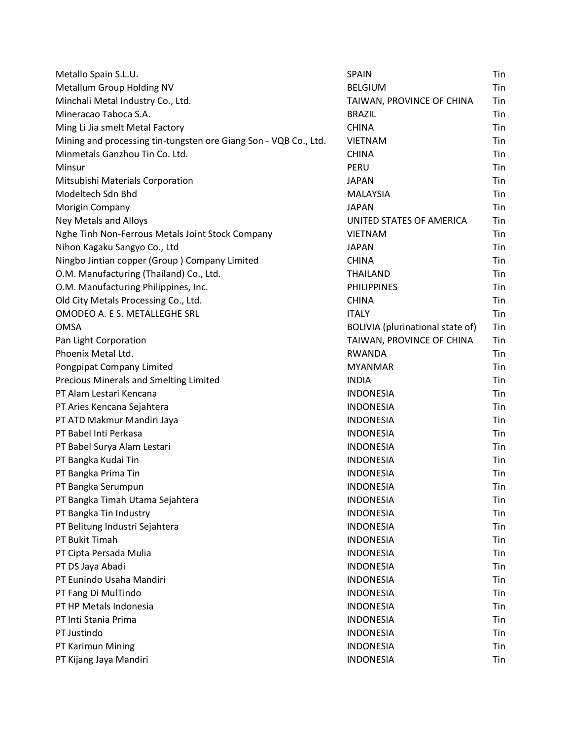| | | |
|---|---|---|
| Metallo Spain S.L.U. | SPAIN | Tin |
| Metallum Group Holding NV | BELGIUM | Tin |
| Minchali Metal Industry Co., Ltd. | TAIWAN, PROVINCE OF CHINA | Tin |
| Mineracao Taboca S.A. | BRAZIL | Tin |
| Ming Li Jia smelt Metal Factory | CHINA | Tin |
| Mining and processing tin-tungsten ore Giang Son - VQB Co., Ltd. | VIETNAM | Tin |
| Minmetals Ganzhou Tin Co. Ltd. | CHINA | Tin |
| Minsur | PERU | Tin |
| Mitsubishi Materials Corporation | JAPAN | Tin |
| Modeltech Sdn Bhd | MALAYSIA | Tin |
| Morigin Company | JAPAN | Tin |
| Ney Metals and Alloys | UNITED STATES OF AMERICA | Tin |
| Nghe Tinh Non-Ferrous Metals Joint Stock Company | VIETNAM | Tin |
| Nihon Kagaku Sangyo Co., Ltd | JAPAN | Tin |
| Ningbo Jintian copper (Group ) Company Limited | CHINA | Tin |
| O.M. Manufacturing (Thailand) Co., Ltd. | THAILAND | Tin |
| O.M. Manufacturing Philippines, Inc. | PHILIPPINES | Tin |
| Old City Metals Processing Co., Ltd. | CHINA | Tin |
| OMODEO A. E S. METALLEGHE SRL | ITALY | Tin |
| OMSA | BOLIVIA (plurinational state of) | Tin |
| Pan Light Corporation | TAIWAN, PROVINCE OF CHINA | Tin |
| Phoenix Metal Ltd. | RWANDA | Tin |
| Pongpipat Company Limited | MYANMAR | Tin |
| Precious Minerals and Smelting Limited | INDIA | Tin |
| PT Alam Lestari Kencana | INDONESIA | Tin |
| PT Aries Kencana Sejahtera | INDONESIA | Tin |
| PT ATD Makmur Mandiri Jaya | INDONESIA | Tin |
| PT Babel Inti Perkasa | INDONESIA | Tin |
| PT Babel Surya Alam Lestari | INDONESIA | Tin |
| PT Bangka Kudai Tin | INDONESIA | Tin |
| PT Bangka Prima Tin | INDONESIA | Tin |
| PT Bangka Serumpun | INDONESIA | Tin |
| PT Bangka Timah Utama Sejahtera | INDONESIA | Tin |
| PT Bangka Tin Industry | INDONESIA | Tin |
| PT Belitung Industri Sejahtera | INDONESIA | Tin |
| PT Bukit Timah | INDONESIA | Tin |
| PT Cipta Persada Mulia | INDONESIA | Tin |
| PT DS Jaya Abadi | INDONESIA | Tin |
| PT Eunindo Usaha Mandiri | INDONESIA | Tin |
| PT Fang Di MulTindo | INDONESIA | Tin |
| PT HP Metals Indonesia | INDONESIA | Tin |
| PT Inti Stania Prima | INDONESIA | Tin |
| PT Justindo | INDONESIA | Tin |
| PT Karimun Mining | INDONESIA | Tin |
| PT Kijang Jaya Mandiri | INDONESIA | Tin |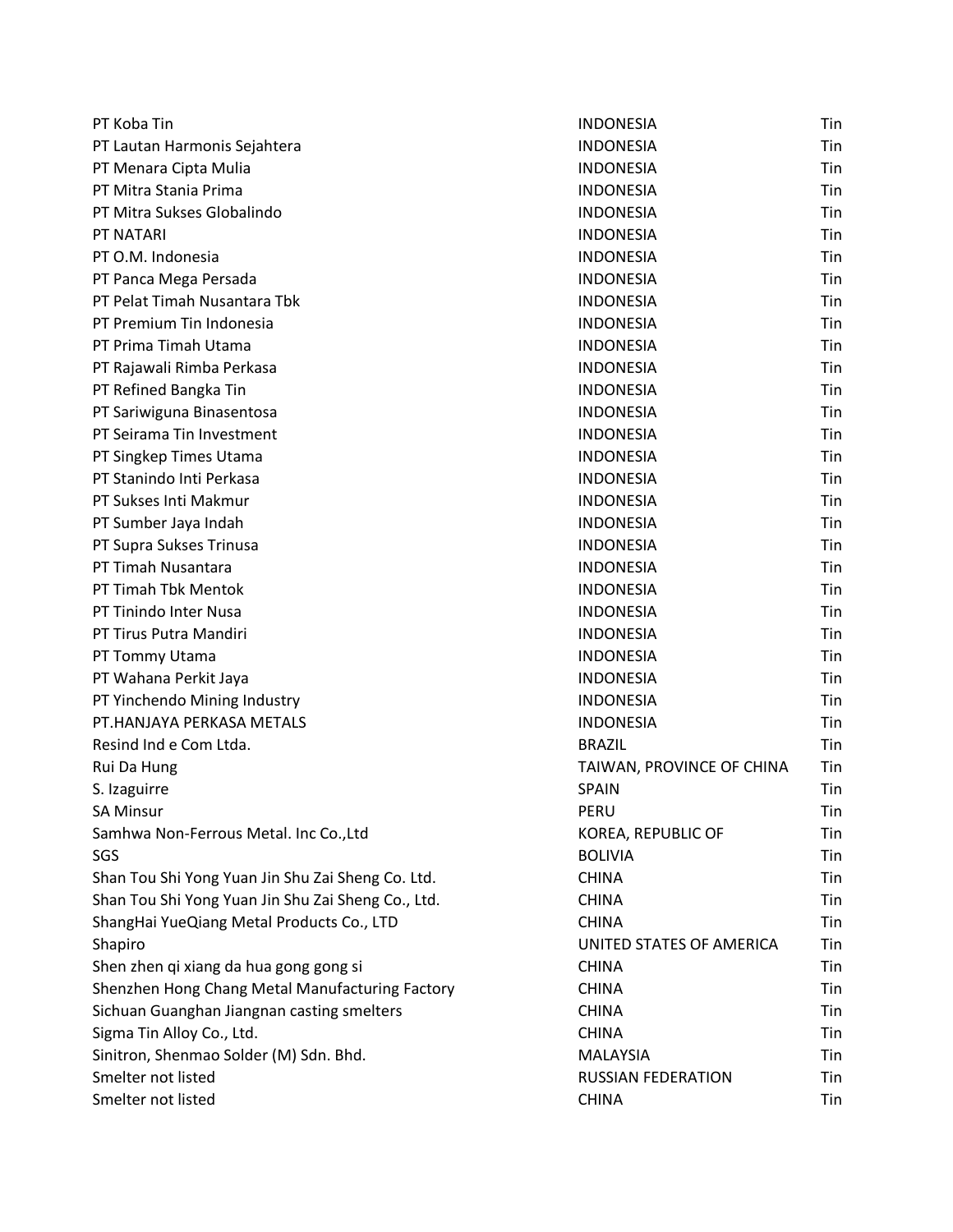| | | |
|---|---|---|
| PT Koba Tin | INDONESIA | Tin |
| PT Lautan Harmonis Sejahtera | INDONESIA | Tin |
| PT Menara Cipta Mulia | INDONESIA | Tin |
| PT Mitra Stania Prima | INDONESIA | Tin |
| PT Mitra Sukses Globalindo | INDONESIA | Tin |
| PT NATARI | INDONESIA | Tin |
| PT O.M. Indonesia | INDONESIA | Tin |
| PT Panca Mega Persada | INDONESIA | Tin |
| PT Pelat Timah Nusantara Tbk | INDONESIA | Tin |
| PT Premium Tin Indonesia | INDONESIA | Tin |
| PT Prima Timah Utama | INDONESIA | Tin |
| PT Rajawali Rimba Perkasa | INDONESIA | Tin |
| PT Refined Bangka Tin | INDONESIA | Tin |
| PT Sariwiguna Binasentosa | INDONESIA | Tin |
| PT Seirama Tin Investment | INDONESIA | Tin |
| PT Singkep Times Utama | INDONESIA | Tin |
| PT Stanindo Inti Perkasa | INDONESIA | Tin |
| PT Sukses Inti Makmur | INDONESIA | Tin |
| PT Sumber Jaya Indah | INDONESIA | Tin |
| PT Supra Sukses Trinusa | INDONESIA | Tin |
| PT Timah Nusantara | INDONESIA | Tin |
| PT Timah Tbk Mentok | INDONESIA | Tin |
| PT Tinindo Inter Nusa | INDONESIA | Tin |
| PT Tirus Putra Mandiri | INDONESIA | Tin |
| PT Tommy Utama | INDONESIA | Tin |
| PT Wahana Perkit Jaya | INDONESIA | Tin |
| PT Yinchendo Mining Industry | INDONESIA | Tin |
| PT.HANJAYA PERKASA METALS | INDONESIA | Tin |
| Resind Ind e Com Ltda. | BRAZIL | Tin |
| Rui Da Hung | TAIWAN, PROVINCE OF CHINA | Tin |
| S. Izaguirre | SPAIN | Tin |
| SA Minsur | PERU | Tin |
| Samhwa Non-Ferrous Metal. Inc Co.,Ltd | KOREA, REPUBLIC OF | Tin |
| SGS | BOLIVIA | Tin |
| Shan Tou Shi Yong Yuan Jin Shu Zai Sheng Co. Ltd. | CHINA | Tin |
| Shan Tou Shi Yong Yuan Jin Shu Zai Sheng Co., Ltd. | CHINA | Tin |
| ShangHai YueQiang Metal Products Co., LTD | CHINA | Tin |
| Shapiro | UNITED STATES OF AMERICA | Tin |
| Shen zhen qi xiang da hua gong gong si | CHINA | Tin |
| Shenzhen Hong Chang Metal Manufacturing Factory | CHINA | Tin |
| Sichuan Guanghan Jiangnan casting smelters | CHINA | Tin |
| Sigma Tin Alloy Co., Ltd. | CHINA | Tin |
| Sinitron, Shenmao Solder (M) Sdn. Bhd. | MALAYSIA | Tin |
| Smelter not listed | RUSSIAN FEDERATION | Tin |
| Smelter not listed | CHINA | Tin |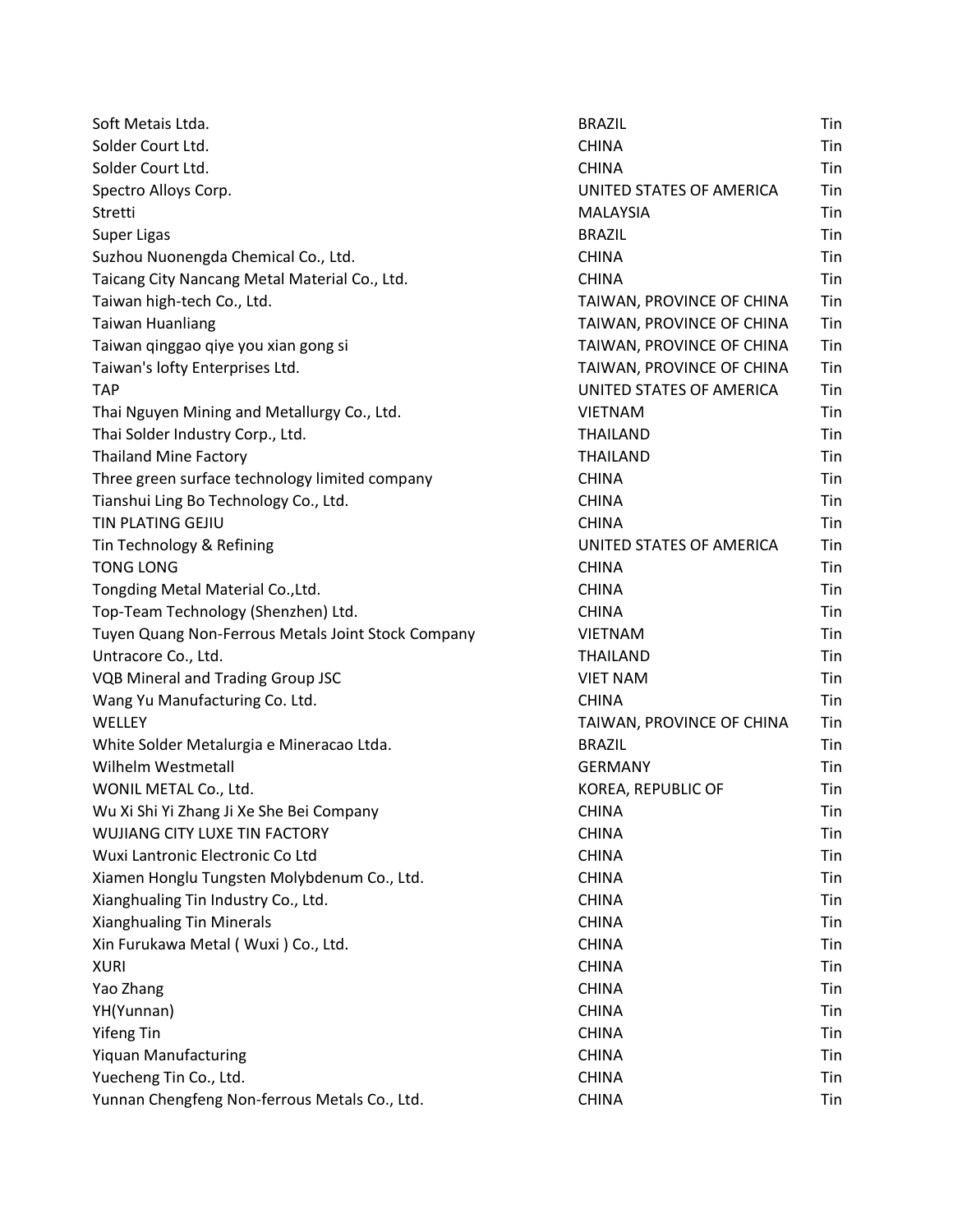| | | |
|---|---|---|
| Soft Metais Ltda. | BRAZIL | Tin |
| Solder Court Ltd. | CHINA | Tin |
| Solder Court Ltd. | CHINA | Tin |
| Spectro Alloys Corp. | UNITED STATES OF AMERICA | Tin |
| Stretti | MALAYSIA | Tin |
| Super Ligas | BRAZIL | Tin |
| Suzhou Nuonengda Chemical Co., Ltd. | CHINA | Tin |
| Taicang City Nancang Metal Material Co., Ltd. | CHINA | Tin |
| Taiwan high-tech Co., Ltd. | TAIWAN, PROVINCE OF CHINA | Tin |
| Taiwan Huanliang | TAIWAN, PROVINCE OF CHINA | Tin |
| Taiwan qinggao qiye you xian gong si | TAIWAN, PROVINCE OF CHINA | Tin |
| Taiwan's lofty Enterprises Ltd. | TAIWAN, PROVINCE OF CHINA | Tin |
| TAP | UNITED STATES OF AMERICA | Tin |
| Thai Nguyen Mining and Metallurgy Co., Ltd. | VIETNAM | Tin |
| Thai Solder Industry Corp., Ltd. | THAILAND | Tin |
| Thailand Mine Factory | THAILAND | Tin |
| Three green surface technology limited company | CHINA | Tin |
| Tianshui Ling Bo Technology Co., Ltd. | CHINA | Tin |
| TIN PLATING GEJIU | CHINA | Tin |
| Tin Technology & Refining | UNITED STATES OF AMERICA | Tin |
| TONG LONG | CHINA | Tin |
| Tongding Metal Material Co.,Ltd. | CHINA | Tin |
| Top-Team Technology (Shenzhen) Ltd. | CHINA | Tin |
| Tuyen Quang Non-Ferrous Metals Joint Stock Company | VIETNAM | Tin |
| Untracore Co., Ltd. | THAILAND | Tin |
| VQB Mineral and Trading Group JSC | VIET NAM | Tin |
| Wang Yu Manufacturing Co. Ltd. | CHINA | Tin |
| WELLEY | TAIWAN, PROVINCE OF CHINA | Tin |
| White Solder Metalurgia e Mineracao Ltda. | BRAZIL | Tin |
| Wilhelm Westmetall | GERMANY | Tin |
| WONIL METAL Co., Ltd. | KOREA, REPUBLIC OF | Tin |
| Wu Xi Shi Yi Zhang Ji Xe She Bei Company | CHINA | Tin |
| WUJIANG CITY LUXE TIN FACTORY | CHINA | Tin |
| Wuxi Lantronic Electronic Co Ltd | CHINA | Tin |
| Xiamen Honglu Tungsten Molybdenum Co., Ltd. | CHINA | Tin |
| Xianghualing Tin Industry Co., Ltd. | CHINA | Tin |
| Xianghualing Tin Minerals | CHINA | Tin |
| Xin Furukawa Metal ( Wuxi ) Co., Ltd. | CHINA | Tin |
| XURI | CHINA | Tin |
| Yao Zhang | CHINA | Tin |
| YH(Yunnan) | CHINA | Tin |
| Yifeng Tin | CHINA | Tin |
| Yiquan Manufacturing | CHINA | Tin |
| Yuecheng Tin Co., Ltd. | CHINA | Tin |
| Yunnan Chengfeng Non-ferrous Metals Co., Ltd. | CHINA | Tin |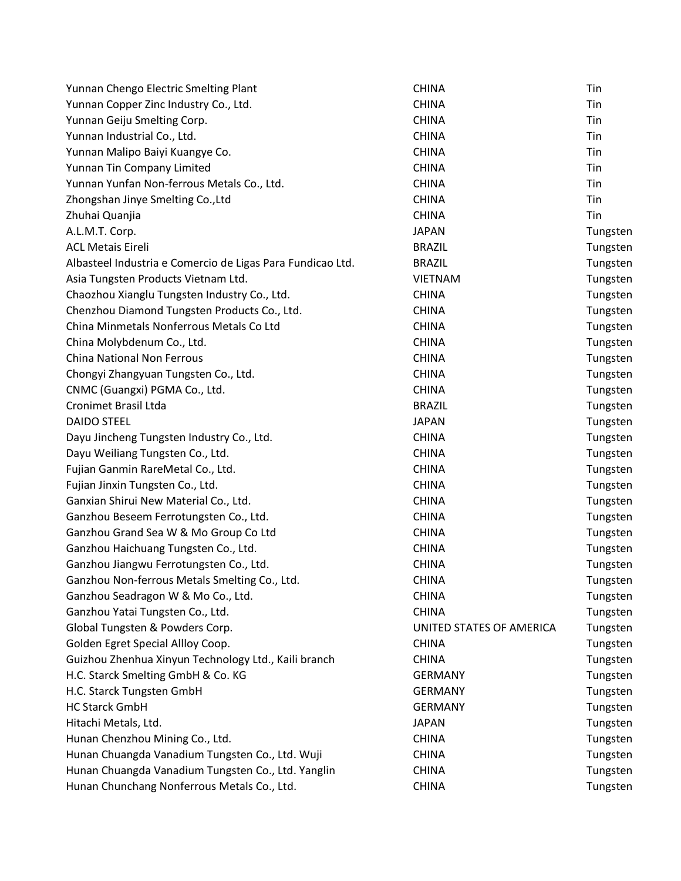| | | |
|---|---|---|
| Yunnan Chengo Electric Smelting Plant | CHINA | Tin |
| Yunnan Copper Zinc Industry Co., Ltd. | CHINA | Tin |
| Yunnan Geiju Smelting Corp. | CHINA | Tin |
| Yunnan Industrial Co., Ltd. | CHINA | Tin |
| Yunnan Malipo Baiyi Kuangye Co. | CHINA | Tin |
| Yunnan Tin Company Limited | CHINA | Tin |
| Yunnan Yunfan Non-ferrous Metals Co., Ltd. | CHINA | Tin |
| Zhongshan Jinye Smelting Co.,Ltd | CHINA | Tin |
| Zhuhai Quanjia | CHINA | Tin |
| A.L.M.T. Corp. | JAPAN | Tungsten |
| ACL Metais Eireli | BRAZIL | Tungsten |
| Albasteel Industria e Comercio de Ligas Para Fundicao Ltd. | BRAZIL | Tungsten |
| Asia Tungsten Products Vietnam Ltd. | VIETNAM | Tungsten |
| Chaozhou Xianglu Tungsten Industry Co., Ltd. | CHINA | Tungsten |
| Chenzhou Diamond Tungsten Products Co., Ltd. | CHINA | Tungsten |
| China Minmetals Nonferrous Metals Co Ltd | CHINA | Tungsten |
| China Molybdenum Co., Ltd. | CHINA | Tungsten |
| China National Non Ferrous | CHINA | Tungsten |
| Chongyi Zhangyuan Tungsten Co., Ltd. | CHINA | Tungsten |
| CNMC (Guangxi) PGMA Co., Ltd. | CHINA | Tungsten |
| Cronimet Brasil Ltda | BRAZIL | Tungsten |
| DAIDO STEEL | JAPAN | Tungsten |
| Dayu Jincheng Tungsten Industry Co., Ltd. | CHINA | Tungsten |
| Dayu Weiliang Tungsten Co., Ltd. | CHINA | Tungsten |
| Fujian Ganmin RareMetal Co., Ltd. | CHINA | Tungsten |
| Fujian Jinxin Tungsten Co., Ltd. | CHINA | Tungsten |
| Ganxian Shirui New Material Co., Ltd. | CHINA | Tungsten |
| Ganzhou Beseem Ferrotungsten Co., Ltd. | CHINA | Tungsten |
| Ganzhou Grand Sea W & Mo Group Co Ltd | CHINA | Tungsten |
| Ganzhou Haichuang Tungsten Co., Ltd. | CHINA | Tungsten |
| Ganzhou Jiangwu Ferrotungsten Co., Ltd. | CHINA | Tungsten |
| Ganzhou Non-ferrous Metals Smelting Co., Ltd. | CHINA | Tungsten |
| Ganzhou Seadragon W & Mo Co., Ltd. | CHINA | Tungsten |
| Ganzhou Yatai Tungsten Co., Ltd. | CHINA | Tungsten |
| Global Tungsten & Powders Corp. | UNITED STATES OF AMERICA | Tungsten |
| Golden Egret Special Allloy Coop. | CHINA | Tungsten |
| Guizhou Zhenhua Xinyun Technology Ltd., Kaili branch | CHINA | Tungsten |
| H.C. Starck Smelting GmbH & Co. KG | GERMANY | Tungsten |
| H.C. Starck Tungsten GmbH | GERMANY | Tungsten |
| HC Starck GmbH | GERMANY | Tungsten |
| Hitachi Metals, Ltd. | JAPAN | Tungsten |
| Hunan Chenzhou Mining Co., Ltd. | CHINA | Tungsten |
| Hunan Chuangda Vanadium Tungsten Co., Ltd. Wuji | CHINA | Tungsten |
| Hunan Chuangda Vanadium Tungsten Co., Ltd. Yanglin | CHINA | Tungsten |
| Hunan Chunchang Nonferrous Metals Co., Ltd. | CHINA | Tungsten |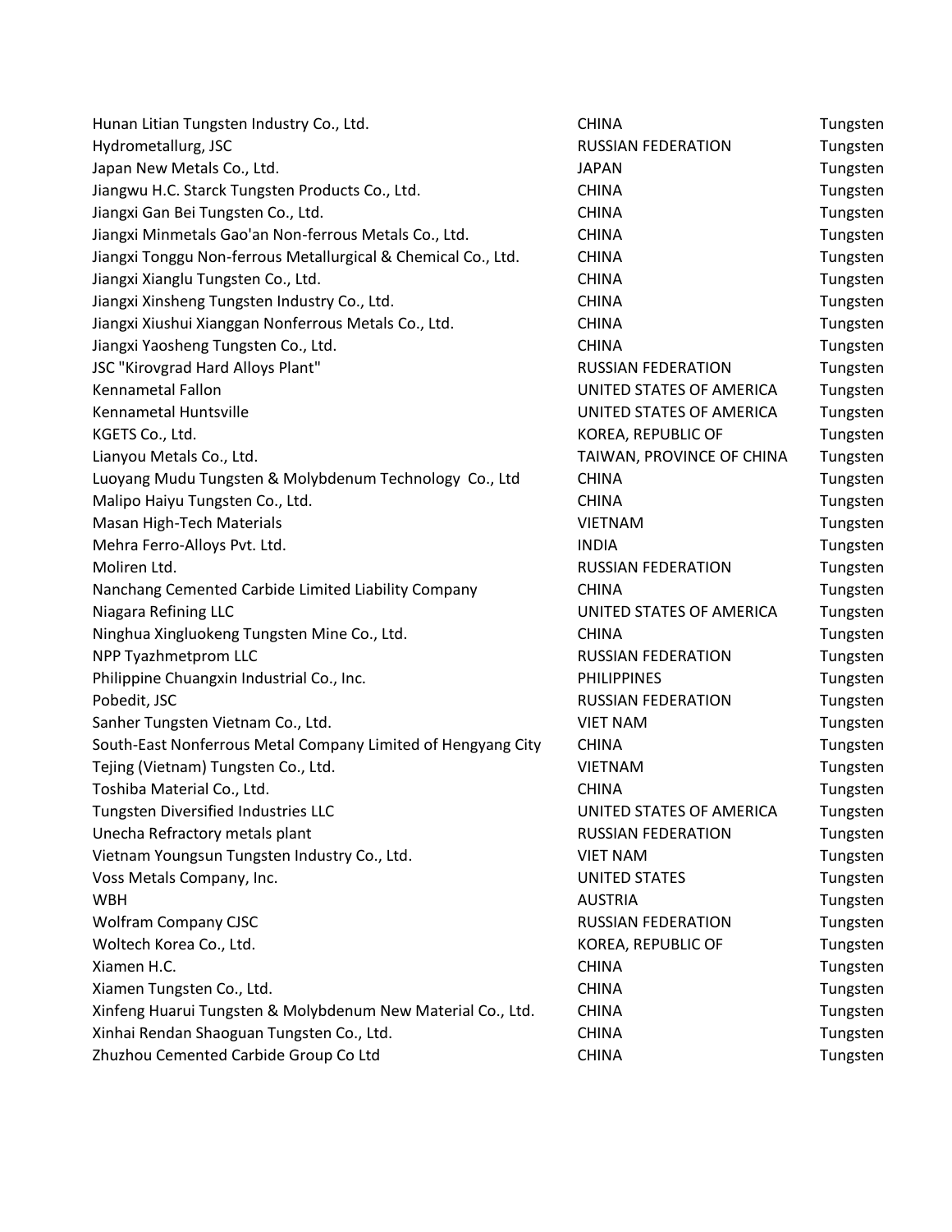| | | |
|---|---|---|
| Hunan Litian Tungsten Industry Co., Ltd. | CHINA | Tungsten |
| Hydrometallurg, JSC | RUSSIAN FEDERATION | Tungsten |
| Japan New Metals Co., Ltd. | JAPAN | Tungsten |
| Jiangwu H.C. Starck Tungsten Products Co., Ltd. | CHINA | Tungsten |
| Jiangxi Gan Bei Tungsten Co., Ltd. | CHINA | Tungsten |
| Jiangxi Minmetals Gao'an Non-ferrous Metals Co., Ltd. | CHINA | Tungsten |
| Jiangxi Tonggu Non-ferrous Metallurgical & Chemical Co., Ltd. | CHINA | Tungsten |
| Jiangxi Xianglu Tungsten Co., Ltd. | CHINA | Tungsten |
| Jiangxi Xinsheng Tungsten Industry Co., Ltd. | CHINA | Tungsten |
| Jiangxi Xiushui Xianggan Nonferrous Metals Co., Ltd. | CHINA | Tungsten |
| Jiangxi Yaosheng Tungsten Co., Ltd. | CHINA | Tungsten |
| JSC "Kirovgrad Hard Alloys Plant" | RUSSIAN FEDERATION | Tungsten |
| Kennametal Fallon | UNITED STATES OF AMERICA | Tungsten |
| Kennametal Huntsville | UNITED STATES OF AMERICA | Tungsten |
| KGETS Co., Ltd. | KOREA, REPUBLIC OF | Tungsten |
| Lianyou Metals Co., Ltd. | TAIWAN, PROVINCE OF CHINA | Tungsten |
| Luoyang Mudu Tungsten & Molybdenum Technology Co., Ltd | CHINA | Tungsten |
| Malipo Haiyu Tungsten Co., Ltd. | CHINA | Tungsten |
| Masan High-Tech Materials | VIETNAM | Tungsten |
| Mehra Ferro-Alloys Pvt. Ltd. | INDIA | Tungsten |
| Moliren Ltd. | RUSSIAN FEDERATION | Tungsten |
| Nanchang Cemented Carbide Limited Liability Company | CHINA | Tungsten |
| Niagara Refining LLC | UNITED STATES OF AMERICA | Tungsten |
| Ninghua Xingluokeng Tungsten Mine Co., Ltd. | CHINA | Tungsten |
| NPP Tyazhmetprom LLC | RUSSIAN FEDERATION | Tungsten |
| Philippine Chuangxin Industrial Co., Inc. | PHILIPPINES | Tungsten |
| Pobedit, JSC | RUSSIAN FEDERATION | Tungsten |
| Sanher Tungsten Vietnam Co., Ltd. | VIET NAM | Tungsten |
| South-East Nonferrous Metal Company Limited of Hengyang City | CHINA | Tungsten |
| Tejing (Vietnam) Tungsten Co., Ltd. | VIETNAM | Tungsten |
| Toshiba Material Co., Ltd. | CHINA | Tungsten |
| Tungsten Diversified Industries LLC | UNITED STATES OF AMERICA | Tungsten |
| Unecha Refractory metals plant | RUSSIAN FEDERATION | Tungsten |
| Vietnam Youngsun Tungsten Industry Co., Ltd. | VIET NAM | Tungsten |
| Voss Metals Company, Inc. | UNITED STATES | Tungsten |
| WBH | AUSTRIA | Tungsten |
| Wolfram Company CJSC | RUSSIAN FEDERATION | Tungsten |
| Woltech Korea Co., Ltd. | KOREA, REPUBLIC OF | Tungsten |
| Xiamen H.C. | CHINA | Tungsten |
| Xiamen Tungsten Co., Ltd. | CHINA | Tungsten |
| Xinfeng Huarui Tungsten & Molybdenum New Material Co., Ltd. | CHINA | Tungsten |
| Xinhai Rendan Shaoguan Tungsten Co., Ltd. | CHINA | Tungsten |
| Zhuzhou Cemented Carbide Group Co Ltd | CHINA | Tungsten |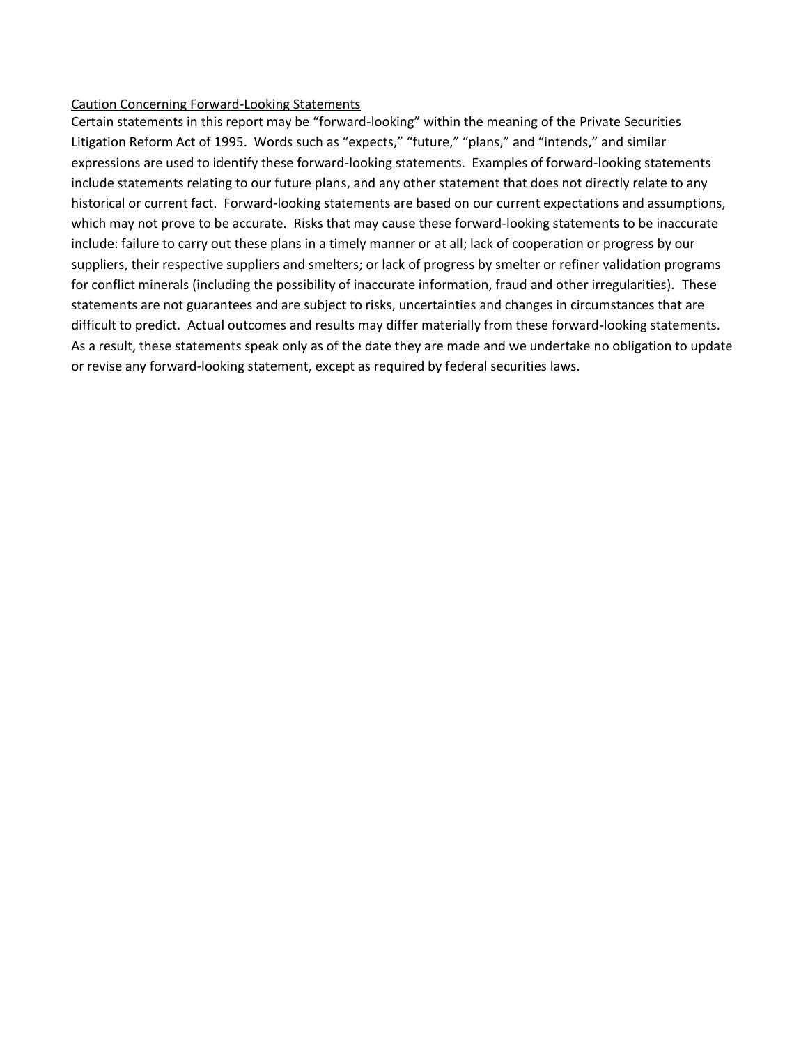Caution Concerning Forward-Looking Statements

Certain statements in this report may be “forward-looking” within the meaning of the Private Securities Litigation Reform Act of 1995. Words such as “expects,” “future,” “plans,” and “intends,” and similar expressions are used to identify these forward-looking statements. Examples of forward-looking statements include statements relating to our future plans, and any other statement that does not directly relate to any historical or current fact. Forward-looking statements are based on our current expectations and assumptions, which may not prove to be accurate. Risks that may cause these forward-looking statements to be inaccurate include: failure to carry out these plans in a timely manner or at all; lack of cooperation or progress by our suppliers, their respective suppliers and smelters; or lack of progress by smelter or refiner validation programs for conflict minerals (including the possibility of inaccurate information, fraud and other irregularities). These statements are not guarantees and are subject to risks, uncertainties and changes in circumstances that are difficult to predict. Actual outcomes and results may differ materially from these forward-looking statements. As a result, these statements speak only as of the date they are made and we undertake no obligation to update or revise any forward-looking statement, except as required by federal securities laws.